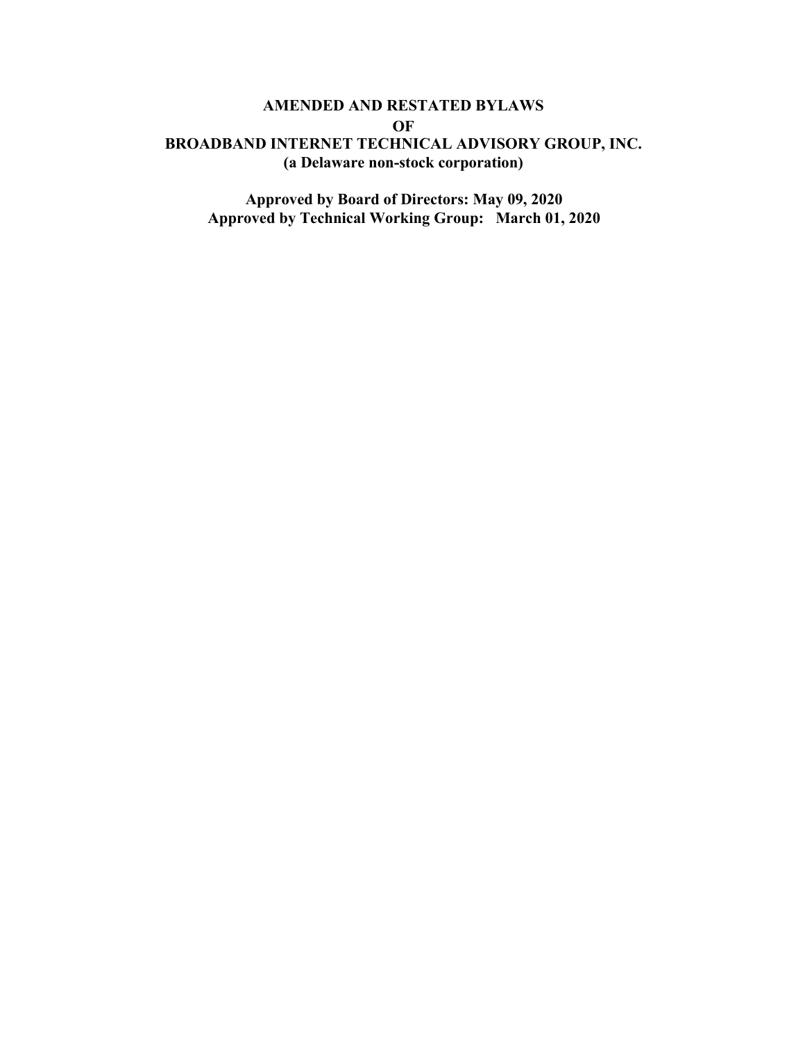# AMENDED AND RESTATED BYLAWS
# OF
# BROADBAND INTERNET TECHNICAL ADVISORY GROUP, INC.
**(a Delaware non-stock corporation)**

**Approved by Board of Directors: May 09, 2020**
**Approved by Technical Working Group: March 01, 2020**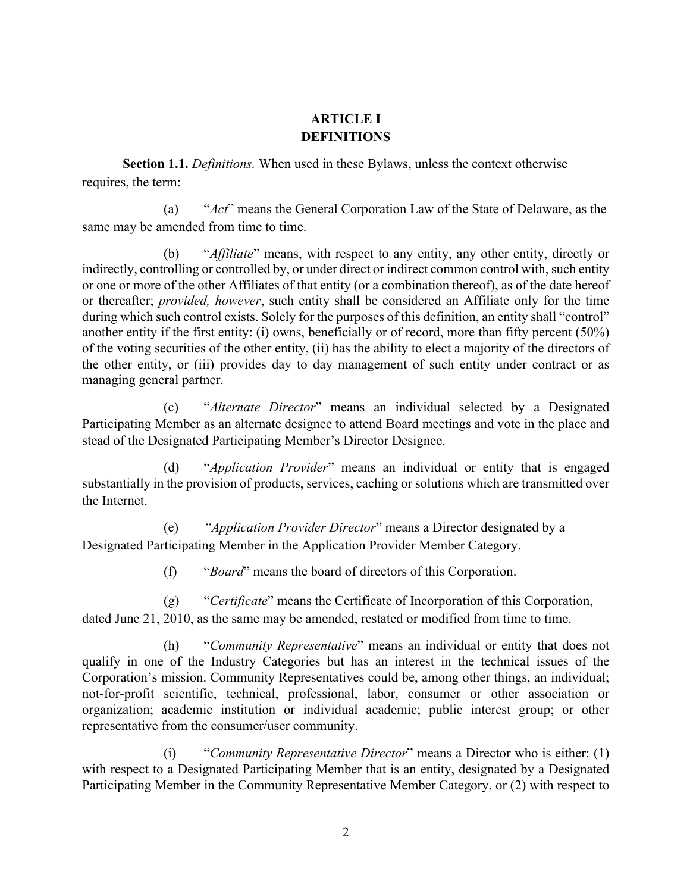# ARTICLE I
# DEFINITIONS

**Section 1.1.** *Definitions.* When used in these Bylaws, unless the context otherwise requires, the term:

(a) "*Act*" means the General Corporation Law of the State of Delaware, as the same may be amended from time to time.

(b) "*Affiliate*" means, with respect to any entity, any other entity, directly or indirectly, controlling or controlled by, or under direct or indirect common control with, such entity or one or more of the other Affiliates of that entity (or a combination thereof), as of the date hereof or thereafter; *provided, however*, such entity shall be considered an Affiliate only for the time during which such control exists. Solely for the purposes of this definition, an entity shall "control" another entity if the first entity: (i) owns, beneficially or of record, more than fifty percent (50%) of the voting securities of the other entity, (ii) has the ability to elect a majority of the directors of the other entity, or (iii) provides day to day management of such entity under contract or as managing general partner.

(c) "*Alternate Director*" means an individual selected by a Designated Participating Member as an alternate designee to attend Board meetings and vote in the place and stead of the Designated Participating Member's Director Designee.

(d) "*Application Provider*" means an individual or entity that is engaged substantially in the provision of products, services, caching or solutions which are transmitted over the Internet.

(e) "*Application Provider Director*" means a Director designated by a Designated Participating Member in the Application Provider Member Category.

(f) "*Board*" means the board of directors of this Corporation.

(g) "*Certificate*" means the Certificate of Incorporation of this Corporation, dated June 21, 2010, as the same may be amended, restated or modified from time to time.

(h) "*Community Representative*" means an individual or entity that does not qualify in one of the Industry Categories but has an interest in the technical issues of the Corporation's mission. Community Representatives could be, among other things, an individual; not-for-profit scientific, technical, professional, labor, consumer or other association or organization; academic institution or individual academic; public interest group; or other representative from the consumer/user community.

(i) "*Community Representative Director*" means a Director who is either: (1) with respect to a Designated Participating Member that is an entity, designated by a Designated Participating Member in the Community Representative Member Category, or (2) with respect to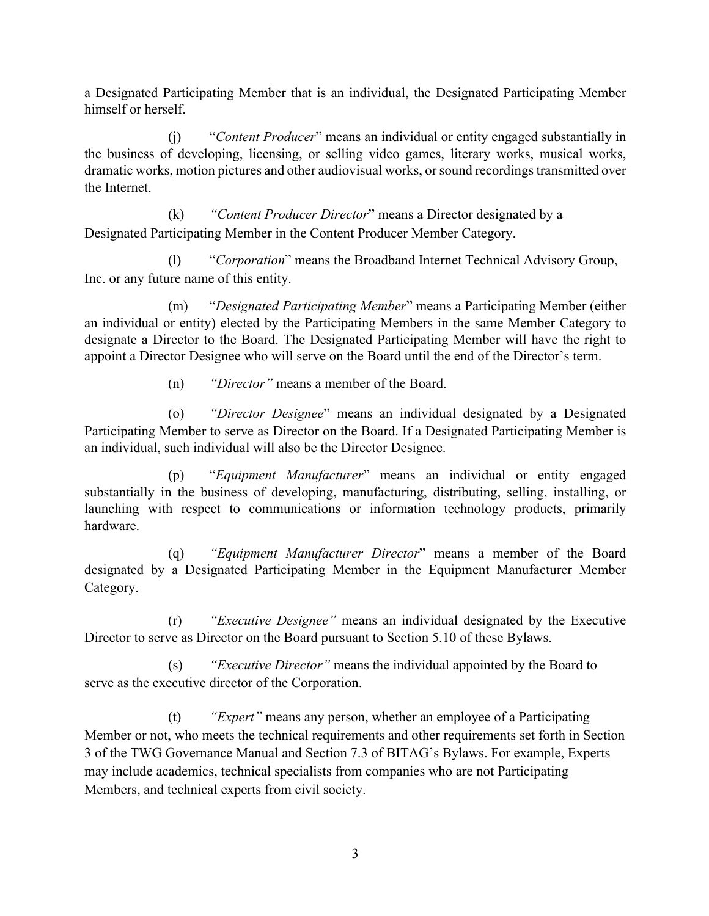a Designated Participating Member that is an individual, the Designated Participating Member himself or herself.

(j) "*Content Producer*" means an individual or entity engaged substantially in the business of developing, licensing, or selling video games, literary works, musical works, dramatic works, motion pictures and other audiovisual works, or sound recordings transmitted over the Internet.

(k) *"Content Producer Director*" means a Director designated by a Designated Participating Member in the Content Producer Member Category.

(l) "*Corporation*" means the Broadband Internet Technical Advisory Group, Inc. or any future name of this entity.

(m) "*Designated Participating Member*" means a Participating Member (either an individual or entity) elected by the Participating Members in the same Member Category to designate a Director to the Board. The Designated Participating Member will have the right to appoint a Director Designee who will serve on the Board until the end of the Director's term.

(n) *"Director"* means a member of the Board.

(o) *"Director Designee*" means an individual designated by a Designated Participating Member to serve as Director on the Board. If a Designated Participating Member is an individual, such individual will also be the Director Designee.

(p) "*Equipment Manufacturer*" means an individual or entity engaged substantially in the business of developing, manufacturing, distributing, selling, installing, or launching with respect to communications or information technology products, primarily hardware.

(q) *"Equipment Manufacturer Director*" means a member of the Board designated by a Designated Participating Member in the Equipment Manufacturer Member Category.

(r) *"Executive Designee"* means an individual designated by the Executive Director to serve as Director on the Board pursuant to Section 5.10 of these Bylaws.

(s) *"Executive Director"* means the individual appointed by the Board to serve as the executive director of the Corporation.

(t) *"Expert"* means any person, whether an employee of a Participating Member or not, who meets the technical requirements and other requirements set forth in Section 3 of the TWG Governance Manual and Section 7.3 of BITAG's Bylaws. For example, Experts may include academics, technical specialists from companies who are not Participating Members, and technical experts from civil society.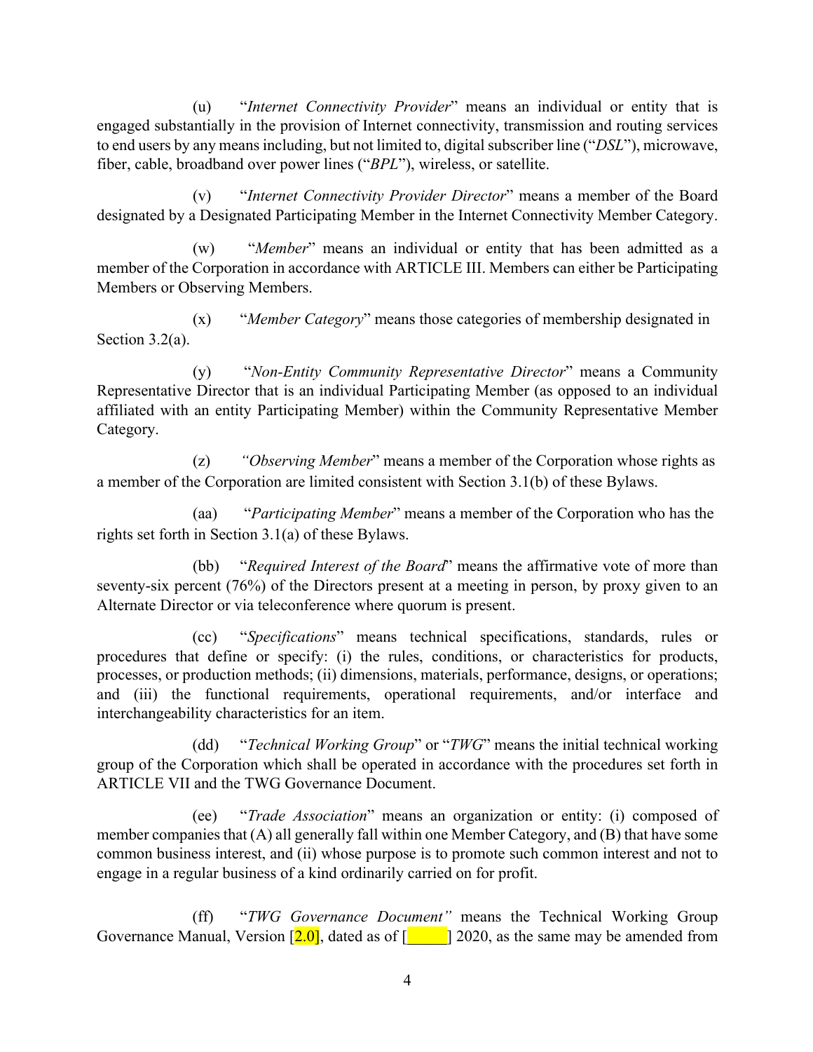(u) "*Internet Connectivity Provider*" means an individual or entity that is engaged substantially in the provision of Internet connectivity, transmission and routing services to end users by any means including, but not limited to, digital subscriber line ("*DSL*"), microwave, fiber, cable, broadband over power lines ("*BPL*"), wireless, or satellite.

(v) "*Internet Connectivity Provider Director*" means a member of the Board designated by a Designated Participating Member in the Internet Connectivity Member Category.

(w) "*Member*" means an individual or entity that has been admitted as a member of the Corporation in accordance with ARTICLE III. Members can either be Participating Members or Observing Members.

(x) "*Member Category*" means those categories of membership designated in Section 3.2(a).

(y) "*Non-Entity Community Representative Director*" means a Community Representative Director that is an individual Participating Member (as opposed to an individual affiliated with an entity Participating Member) within the Community Representative Member Category.

(z) "*Observing Member*" means a member of the Corporation whose rights as a member of the Corporation are limited consistent with Section 3.1(b) of these Bylaws.

(aa) "*Participating Member*" means a member of the Corporation who has the rights set forth in Section 3.1(a) of these Bylaws.

(bb) "*Required Interest of the Board*" means the affirmative vote of more than seventy-six percent (76%) of the Directors present at a meeting in person, by proxy given to an Alternate Director or via teleconference where quorum is present.

(cc) "*Specifications*" means technical specifications, standards, rules or procedures that define or specify: (i) the rules, conditions, or characteristics for products, processes, or production methods; (ii) dimensions, materials, performance, designs, or operations; and (iii) the functional requirements, operational requirements, and/or interface and interchangeability characteristics for an item.

(dd) "*Technical Working Group*" or "*TWG*" means the initial technical working group of the Corporation which shall be operated in accordance with the procedures set forth in ARTICLE VII and the TWG Governance Document.

(ee) "*Trade Association*" means an organization or entity: (i) composed of member companies that (A) all generally fall within one Member Category, and (B) that have some common business interest, and (ii) whose purpose is to promote such common interest and not to engage in a regular business of a kind ordinarily carried on for profit.

(ff) "*TWG Governance Document*" means the Technical Working Group Governance Manual, Version [2.0], dated as of [_____] 2020, as the same may be amended from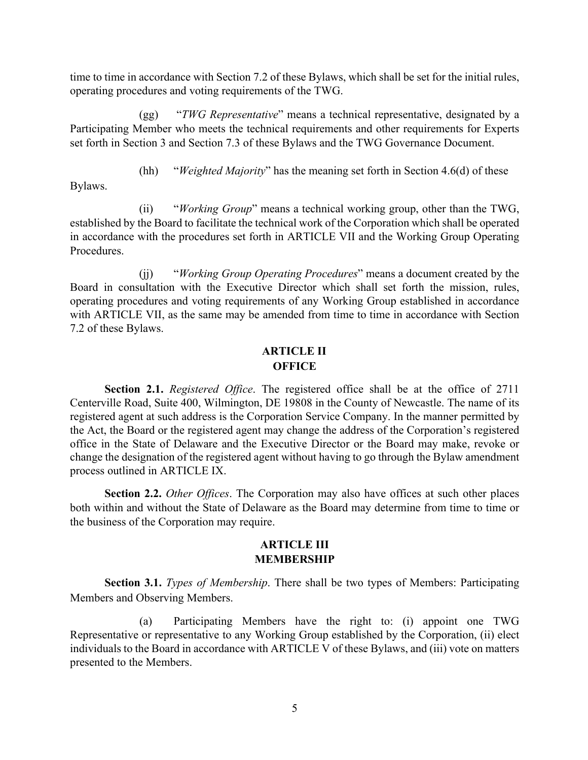time to time in accordance with Section 7.2 of these Bylaws, which shall be set for the initial rules, operating procedures and voting requirements of the TWG.

(gg) "*TWG Representative*" means a technical representative, designated by a Participating Member who meets the technical requirements and other requirements for Experts set forth in Section 3 and Section 7.3 of these Bylaws and the TWG Governance Document.

(hh) "*Weighted Majority*" has the meaning set forth in Section 4.6(d) of these Bylaws.

(ii) "*Working Group*" means a technical working group, other than the TWG, established by the Board to facilitate the technical work of the Corporation which shall be operated in accordance with the procedures set forth in ARTICLE VII and the Working Group Operating Procedures.

(jj) "*Working Group Operating Procedures*" means a document created by the Board in consultation with the Executive Director which shall set forth the mission, rules, operating procedures and voting requirements of any Working Group established in accordance with ARTICLE VII, as the same may be amended from time to time in accordance with Section 7.2 of these Bylaws.

## ARTICLE II
## OFFICE

**Section 2.1.** *Registered Office*. The registered office shall be at the office of 2711 Centerville Road, Suite 400, Wilmington, DE 19808 in the County of Newcastle. The name of its registered agent at such address is the Corporation Service Company. In the manner permitted by the Act, the Board or the registered agent may change the address of the Corporation's registered office in the State of Delaware and the Executive Director or the Board may make, revoke or change the designation of the registered agent without having to go through the Bylaw amendment process outlined in ARTICLE IX.

**Section 2.2.** *Other Offices*. The Corporation may also have offices at such other places both within and without the State of Delaware as the Board may determine from time to time or the business of the Corporation may require.

## ARTICLE III
## MEMBERSHIP

**Section 3.1.** *Types of Membership*. There shall be two types of Members: Participating Members and Observing Members.

(a) Participating Members have the right to: (i) appoint one TWG Representative or representative to any Working Group established by the Corporation, (ii) elect individuals to the Board in accordance with ARTICLE V of these Bylaws, and (iii) vote on matters presented to the Members.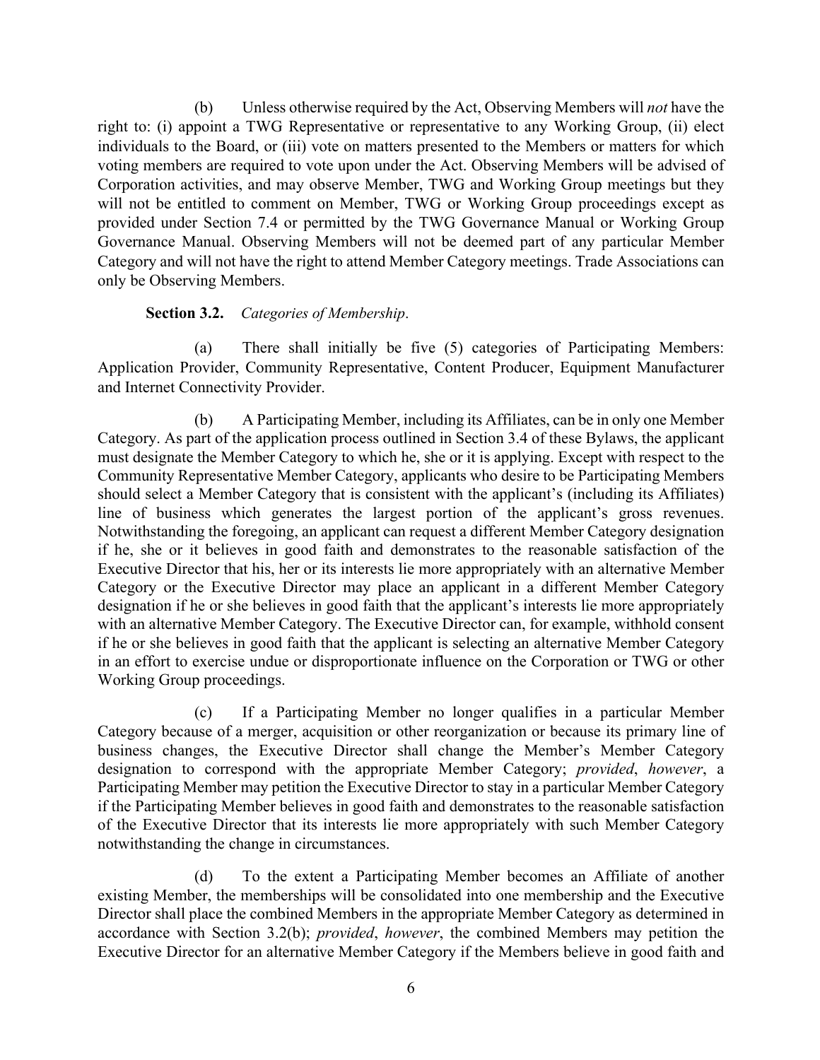(b) Unless otherwise required by the Act, Observing Members will *not* have the right to: (i) appoint a TWG Representative or representative to any Working Group, (ii) elect individuals to the Board, or (iii) vote on matters presented to the Members or matters for which voting members are required to vote upon under the Act. Observing Members will be advised of Corporation activities, and may observe Member, TWG and Working Group meetings but they will not be entitled to comment on Member, TWG or Working Group proceedings except as provided under Section 7.4 or permitted by the TWG Governance Manual or Working Group Governance Manual. Observing Members will not be deemed part of any particular Member Category and will not have the right to attend Member Category meetings. Trade Associations can only be Observing Members.

**Section 3.2.** *Categories of Membership*.

(a) There shall initially be five (5) categories of Participating Members: Application Provider, Community Representative, Content Producer, Equipment Manufacturer and Internet Connectivity Provider.

(b) A Participating Member, including its Affiliates, can be in only one Member Category. As part of the application process outlined in Section 3.4 of these Bylaws, the applicant must designate the Member Category to which he, she or it is applying. Except with respect to the Community Representative Member Category, applicants who desire to be Participating Members should select a Member Category that is consistent with the applicant's (including its Affiliates) line of business which generates the largest portion of the applicant's gross revenues. Notwithstanding the foregoing, an applicant can request a different Member Category designation if he, she or it believes in good faith and demonstrates to the reasonable satisfaction of the Executive Director that his, her or its interests lie more appropriately with an alternative Member Category or the Executive Director may place an applicant in a different Member Category designation if he or she believes in good faith that the applicant's interests lie more appropriately with an alternative Member Category. The Executive Director can, for example, withhold consent if he or she believes in good faith that the applicant is selecting an alternative Member Category in an effort to exercise undue or disproportionate influence on the Corporation or TWG or other Working Group proceedings.

(c) If a Participating Member no longer qualifies in a particular Member Category because of a merger, acquisition or other reorganization or because its primary line of business changes, the Executive Director shall change the Member's Member Category designation to correspond with the appropriate Member Category; *provided*, *however*, a Participating Member may petition the Executive Director to stay in a particular Member Category if the Participating Member believes in good faith and demonstrates to the reasonable satisfaction of the Executive Director that its interests lie more appropriately with such Member Category notwithstanding the change in circumstances.

(d) To the extent a Participating Member becomes an Affiliate of another existing Member, the memberships will be consolidated into one membership and the Executive Director shall place the combined Members in the appropriate Member Category as determined in accordance with Section 3.2(b); *provided*, *however*, the combined Members may petition the Executive Director for an alternative Member Category if the Members believe in good faith and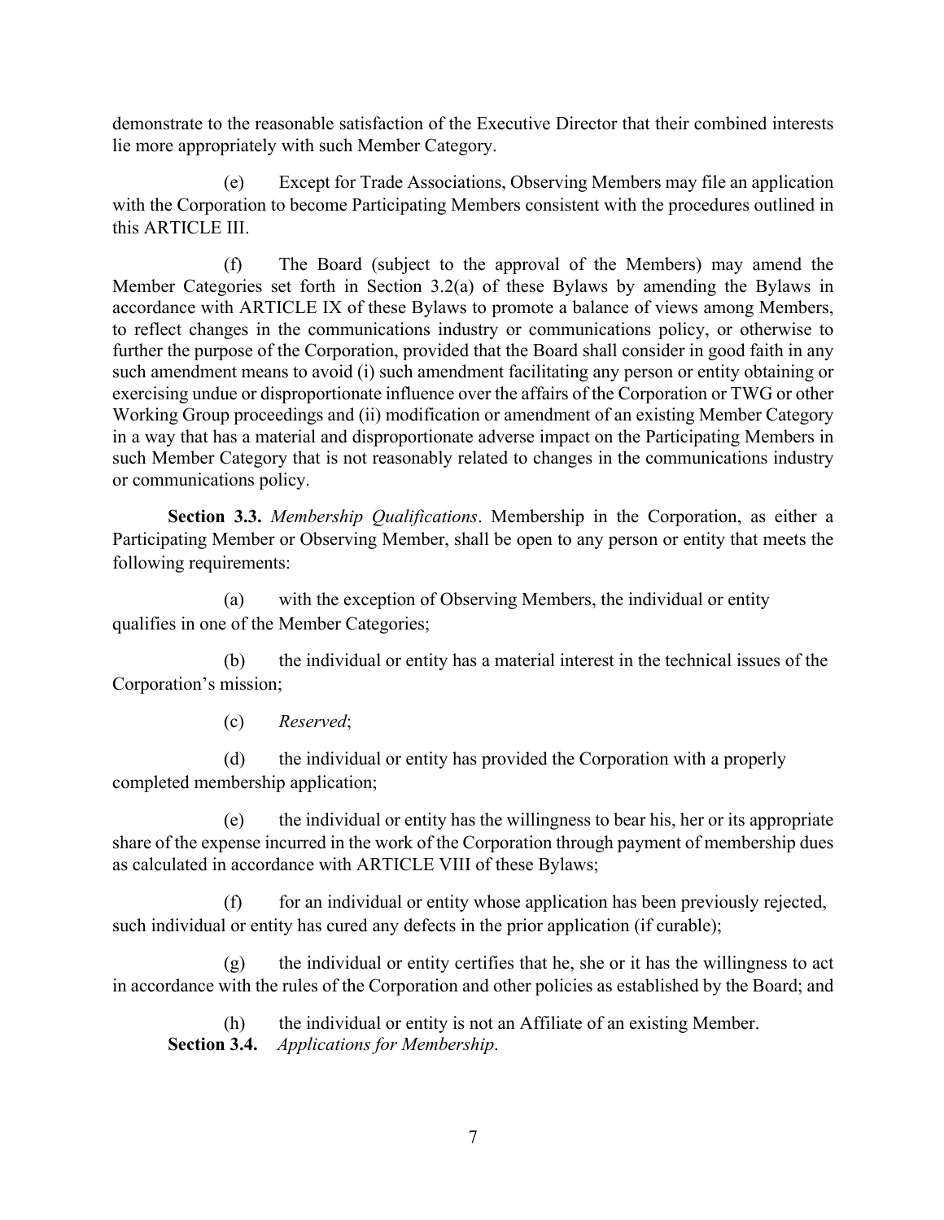demonstrate to the reasonable satisfaction of the Executive Director that their combined interests lie more appropriately with such Member Category.

(e) Except for Trade Associations, Observing Members may file an application with the Corporation to become Participating Members consistent with the procedures outlined in this ARTICLE III.

(f) The Board (subject to the approval of the Members) may amend the Member Categories set forth in Section 3.2(a) of these Bylaws by amending the Bylaws in accordance with ARTICLE IX of these Bylaws to promote a balance of views among Members, to reflect changes in the communications industry or communications policy, or otherwise to further the purpose of the Corporation, provided that the Board shall consider in good faith in any such amendment means to avoid (i) such amendment facilitating any person or entity obtaining or exercising undue or disproportionate influence over the affairs of the Corporation or TWG or other Working Group proceedings and (ii) modification or amendment of an existing Member Category in a way that has a material and disproportionate adverse impact on the Participating Members in such Member Category that is not reasonably related to changes in the communications industry or communications policy.

**Section 3.3.** *Membership Qualifications*. Membership in the Corporation, as either a Participating Member or Observing Member, shall be open to any person or entity that meets the following requirements:

(a) with the exception of Observing Members, the individual or entity qualifies in one of the Member Categories;

(b) the individual or entity has a material interest in the technical issues of the Corporation's mission;

(c) *Reserved*;

(d) the individual or entity has provided the Corporation with a properly completed membership application;

(e) the individual or entity has the willingness to bear his, her or its appropriate share of the expense incurred in the work of the Corporation through payment of membership dues as calculated in accordance with ARTICLE VIII of these Bylaws;

(f) for an individual or entity whose application has been previously rejected, such individual or entity has cured any defects in the prior application (if curable);

(g) the individual or entity certifies that he, she or it has the willingness to act in accordance with the rules of the Corporation and other policies as established by the Board; and

(h) the individual or entity is not an Affiliate of an existing Member.

**Section 3.4.** *Applications for Membership*.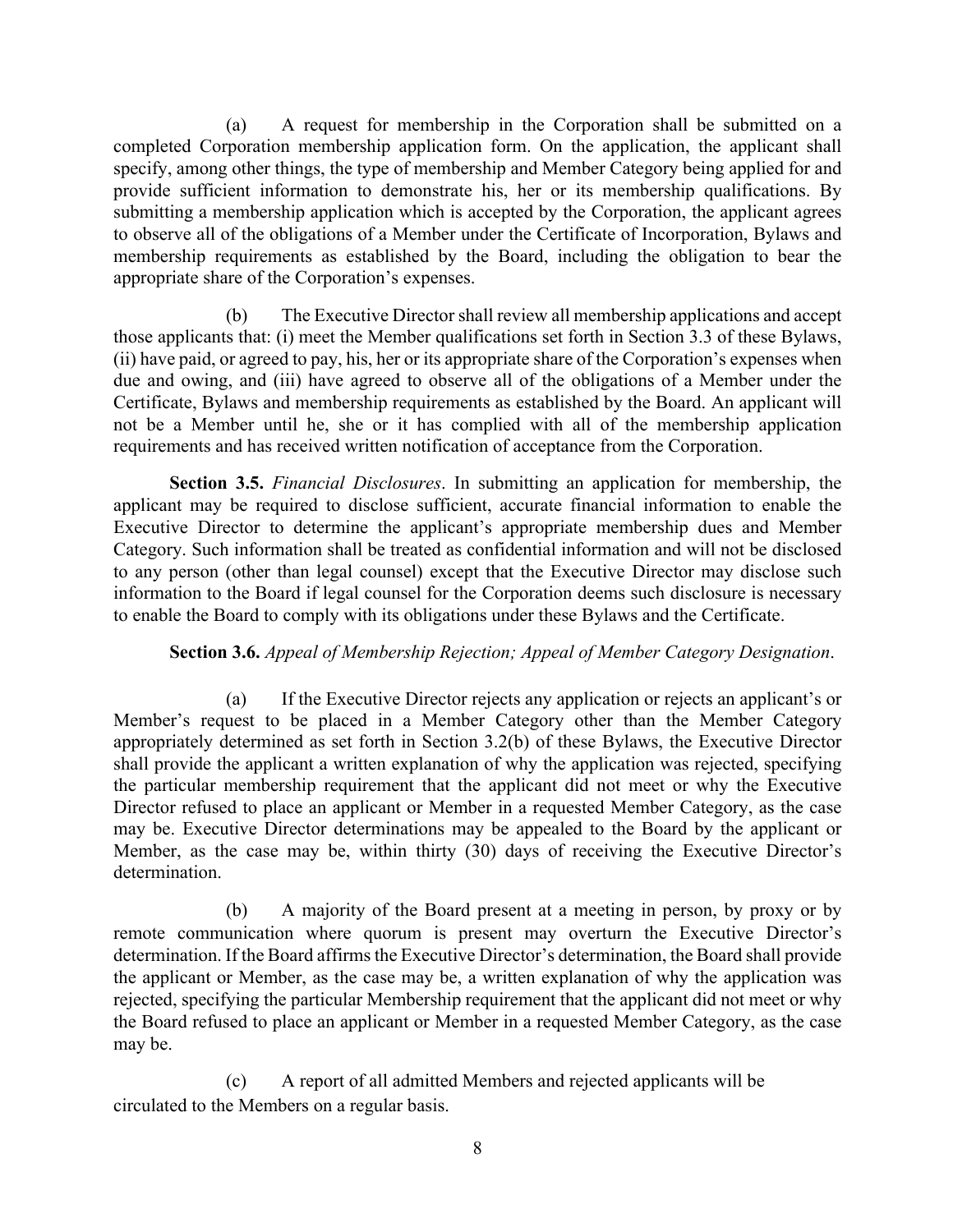(a) A request for membership in the Corporation shall be submitted on a completed Corporation membership application form. On the application, the applicant shall specify, among other things, the type of membership and Member Category being applied for and provide sufficient information to demonstrate his, her or its membership qualifications. By submitting a membership application which is accepted by the Corporation, the applicant agrees to observe all of the obligations of a Member under the Certificate of Incorporation, Bylaws and membership requirements as established by the Board, including the obligation to bear the appropriate share of the Corporation's expenses.

(b) The Executive Director shall review all membership applications and accept those applicants that: (i) meet the Member qualifications set forth in Section 3.3 of these Bylaws, (ii) have paid, or agreed to pay, his, her or its appropriate share of the Corporation's expenses when due and owing, and (iii) have agreed to observe all of the obligations of a Member under the Certificate, Bylaws and membership requirements as established by the Board. An applicant will not be a Member until he, she or it has complied with all of the membership application requirements and has received written notification of acceptance from the Corporation.

**Section 3.5.** *Financial Disclosures*. In submitting an application for membership, the applicant may be required to disclose sufficient, accurate financial information to enable the Executive Director to determine the applicant's appropriate membership dues and Member Category. Such information shall be treated as confidential information and will not be disclosed to any person (other than legal counsel) except that the Executive Director may disclose such information to the Board if legal counsel for the Corporation deems such disclosure is necessary to enable the Board to comply with its obligations under these Bylaws and the Certificate.

**Section 3.6.** *Appeal of Membership Rejection; Appeal of Member Category Designation*.

(a) If the Executive Director rejects any application or rejects an applicant's or Member's request to be placed in a Member Category other than the Member Category appropriately determined as set forth in Section 3.2(b) of these Bylaws, the Executive Director shall provide the applicant a written explanation of why the application was rejected, specifying the particular membership requirement that the applicant did not meet or why the Executive Director refused to place an applicant or Member in a requested Member Category, as the case may be. Executive Director determinations may be appealed to the Board by the applicant or Member, as the case may be, within thirty (30) days of receiving the Executive Director's determination.

(b) A majority of the Board present at a meeting in person, by proxy or by remote communication where quorum is present may overturn the Executive Director's determination. If the Board affirms the Executive Director's determination, the Board shall provide the applicant or Member, as the case may be, a written explanation of why the application was rejected, specifying the particular Membership requirement that the applicant did not meet or why the Board refused to place an applicant or Member in a requested Member Category, as the case may be.

(c) A report of all admitted Members and rejected applicants will be circulated to the Members on a regular basis.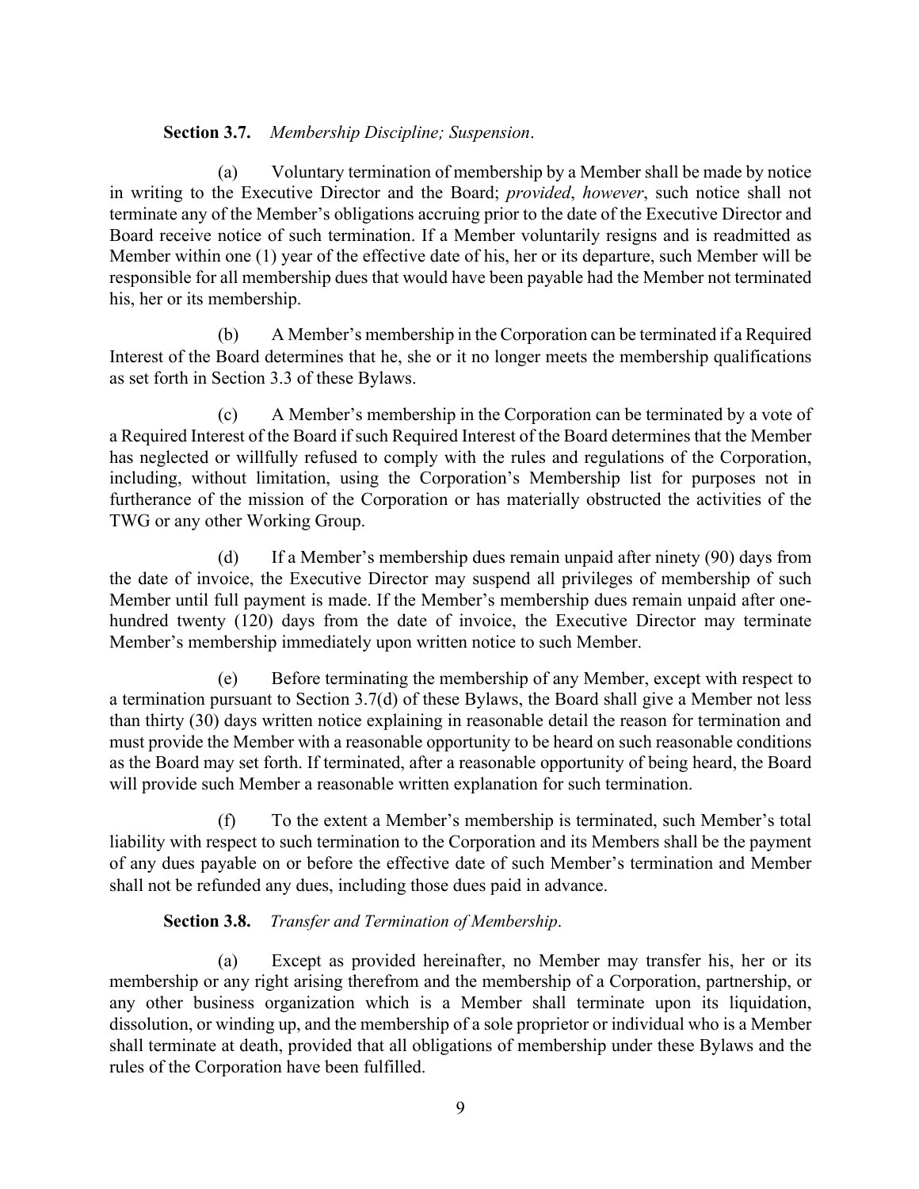**Section 3.7.** *Membership Discipline; Suspension*.

(a) Voluntary termination of membership by a Member shall be made by notice in writing to the Executive Director and the Board; *provided*, *however*, such notice shall not terminate any of the Member's obligations accruing prior to the date of the Executive Director and Board receive notice of such termination. If a Member voluntarily resigns and is readmitted as Member within one (1) year of the effective date of his, her or its departure, such Member will be responsible for all membership dues that would have been payable had the Member not terminated his, her or its membership.

(b) A Member's membership in the Corporation can be terminated if a Required Interest of the Board determines that he, she or it no longer meets the membership qualifications as set forth in Section 3.3 of these Bylaws.

(c) A Member's membership in the Corporation can be terminated by a vote of a Required Interest of the Board if such Required Interest of the Board determines that the Member has neglected or willfully refused to comply with the rules and regulations of the Corporation, including, without limitation, using the Corporation's Membership list for purposes not in furtherance of the mission of the Corporation or has materially obstructed the activities of the TWG or any other Working Group.

(d) If a Member's membership dues remain unpaid after ninety (90) days from the date of invoice, the Executive Director may suspend all privileges of membership of such Member until full payment is made. If the Member's membership dues remain unpaid after one-hundred twenty (120) days from the date of invoice, the Executive Director may terminate Member's membership immediately upon written notice to such Member.

(e) Before terminating the membership of any Member, except with respect to a termination pursuant to Section 3.7(d) of these Bylaws, the Board shall give a Member not less than thirty (30) days written notice explaining in reasonable detail the reason for termination and must provide the Member with a reasonable opportunity to be heard on such reasonable conditions as the Board may set forth. If terminated, after a reasonable opportunity of being heard, the Board will provide such Member a reasonable written explanation for such termination.

(f) To the extent a Member's membership is terminated, such Member's total liability with respect to such termination to the Corporation and its Members shall be the payment of any dues payable on or before the effective date of such Member's termination and Member shall not be refunded any dues, including those dues paid in advance.

**Section 3.8.** *Transfer and Termination of Membership*.

(a) Except as provided hereinafter, no Member may transfer his, her or its membership or any right arising therefrom and the membership of a Corporation, partnership, or any other business organization which is a Member shall terminate upon its liquidation, dissolution, or winding up, and the membership of a sole proprietor or individual who is a Member shall terminate at death, provided that all obligations of membership under these Bylaws and the rules of the Corporation have been fulfilled.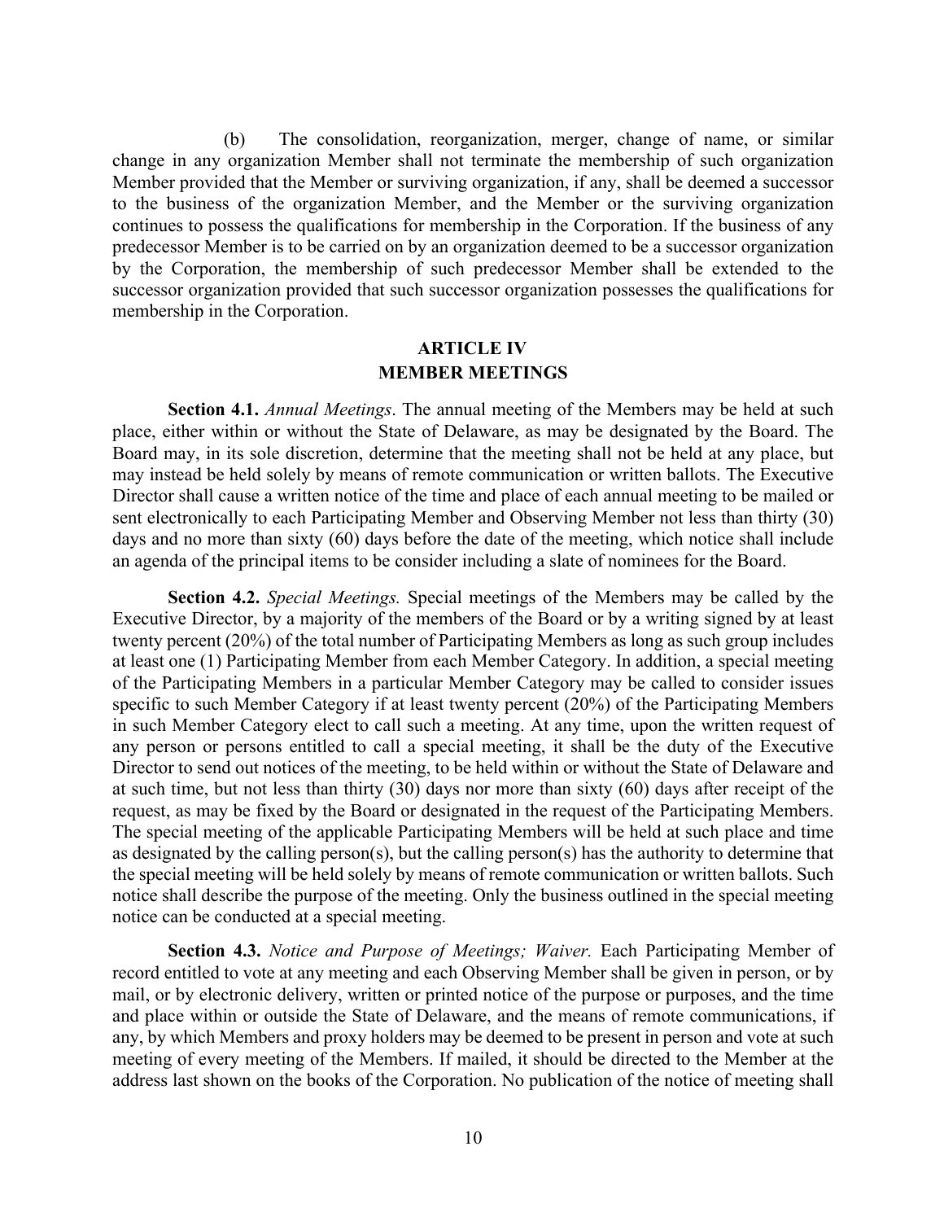(b) The consolidation, reorganization, merger, change of name, or similar change in any organization Member shall not terminate the membership of such organization Member provided that the Member or surviving organization, if any, shall be deemed a successor to the business of the organization Member, and the Member or the surviving organization continues to possess the qualifications for membership in the Corporation. If the business of any predecessor Member is to be carried on by an organization deemed to be a successor organization by the Corporation, the membership of such predecessor Member shall be extended to the successor organization provided that such successor organization possesses the qualifications for membership in the Corporation.

## ARTICLE IV
## MEMBER MEETINGS

**Section 4.1.** *Annual Meetings*. The annual meeting of the Members may be held at such place, either within or without the State of Delaware, as may be designated by the Board. The Board may, in its sole discretion, determine that the meeting shall not be held at any place, but may instead be held solely by means of remote communication or written ballots. The Executive Director shall cause a written notice of the time and place of each annual meeting to be mailed or sent electronically to each Participating Member and Observing Member not less than thirty (30) days and no more than sixty (60) days before the date of the meeting, which notice shall include an agenda of the principal items to be consider including a slate of nominees for the Board.

**Section 4.2.** *Special Meetings.* Special meetings of the Members may be called by the Executive Director, by a majority of the members of the Board or by a writing signed by at least twenty percent (20%) of the total number of Participating Members as long as such group includes at least one (1) Participating Member from each Member Category. In addition, a special meeting of the Participating Members in a particular Member Category may be called to consider issues specific to such Member Category if at least twenty percent (20%) of the Participating Members in such Member Category elect to call such a meeting. At any time, upon the written request of any person or persons entitled to call a special meeting, it shall be the duty of the Executive Director to send out notices of the meeting, to be held within or without the State of Delaware and at such time, but not less than thirty (30) days nor more than sixty (60) days after receipt of the request, as may be fixed by the Board or designated in the request of the Participating Members. The special meeting of the applicable Participating Members will be held at such place and time as designated by the calling person(s), but the calling person(s) has the authority to determine that the special meeting will be held solely by means of remote communication or written ballots. Such notice shall describe the purpose of the meeting. Only the business outlined in the special meeting notice can be conducted at a special meeting.

**Section 4.3.** *Notice and Purpose of Meetings; Waiver.* Each Participating Member of record entitled to vote at any meeting and each Observing Member shall be given in person, or by mail, or by electronic delivery, written or printed notice of the purpose or purposes, and the time and place within or outside the State of Delaware, and the means of remote communications, if any, by which Members and proxy holders may be deemed to be present in person and vote at such meeting of every meeting of the Members. If mailed, it should be directed to the Member at the address last shown on the books of the Corporation. No publication of the notice of meeting shall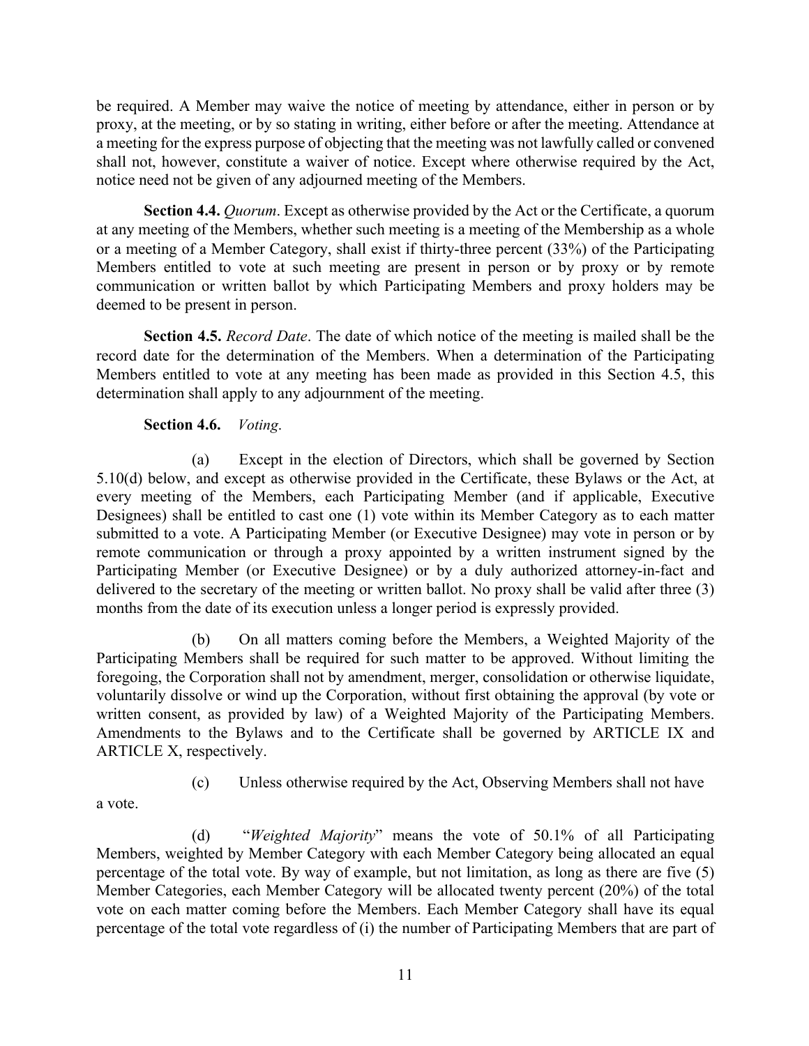be required. A Member may waive the notice of meeting by attendance, either in person or by proxy, at the meeting, or by so stating in writing, either before or after the meeting. Attendance at a meeting for the express purpose of objecting that the meeting was not lawfully called or convened shall not, however, constitute a waiver of notice. Except where otherwise required by the Act, notice need not be given of any adjourned meeting of the Members.

**Section 4.4.** *Quorum*. Except as otherwise provided by the Act or the Certificate, a quorum at any meeting of the Members, whether such meeting is a meeting of the Membership as a whole or a meeting of a Member Category, shall exist if thirty-three percent (33%) of the Participating Members entitled to vote at such meeting are present in person or by proxy or by remote communication or written ballot by which Participating Members and proxy holders may be deemed to be present in person.

**Section 4.5.** *Record Date*. The date of which notice of the meeting is mailed shall be the record date for the determination of the Members. When a determination of the Participating Members entitled to vote at any meeting has been made as provided in this Section 4.5, this determination shall apply to any adjournment of the meeting.

**Section 4.6.** *Voting*.

(a) Except in the election of Directors, which shall be governed by Section 5.10(d) below, and except as otherwise provided in the Certificate, these Bylaws or the Act, at every meeting of the Members, each Participating Member (and if applicable, Executive Designees) shall be entitled to cast one (1) vote within its Member Category as to each matter submitted to a vote. A Participating Member (or Executive Designee) may vote in person or by remote communication or through a proxy appointed by a written instrument signed by the Participating Member (or Executive Designee) or by a duly authorized attorney-in-fact and delivered to the secretary of the meeting or written ballot. No proxy shall be valid after three (3) months from the date of its execution unless a longer period is expressly provided.

(b) On all matters coming before the Members, a Weighted Majority of the Participating Members shall be required for such matter to be approved. Without limiting the foregoing, the Corporation shall not by amendment, merger, consolidation or otherwise liquidate, voluntarily dissolve or wind up the Corporation, without first obtaining the approval (by vote or written consent, as provided by law) of a Weighted Majority of the Participating Members. Amendments to the Bylaws and to the Certificate shall be governed by ARTICLE IX and ARTICLE X, respectively.

(c) Unless otherwise required by the Act, Observing Members shall not have a vote.

(d) "*Weighted Majority*" means the vote of 50.1% of all Participating Members, weighted by Member Category with each Member Category being allocated an equal percentage of the total vote. By way of example, but not limitation, as long as there are five (5) Member Categories, each Member Category will be allocated twenty percent (20%) of the total vote on each matter coming before the Members. Each Member Category shall have its equal percentage of the total vote regardless of (i) the number of Participating Members that are part of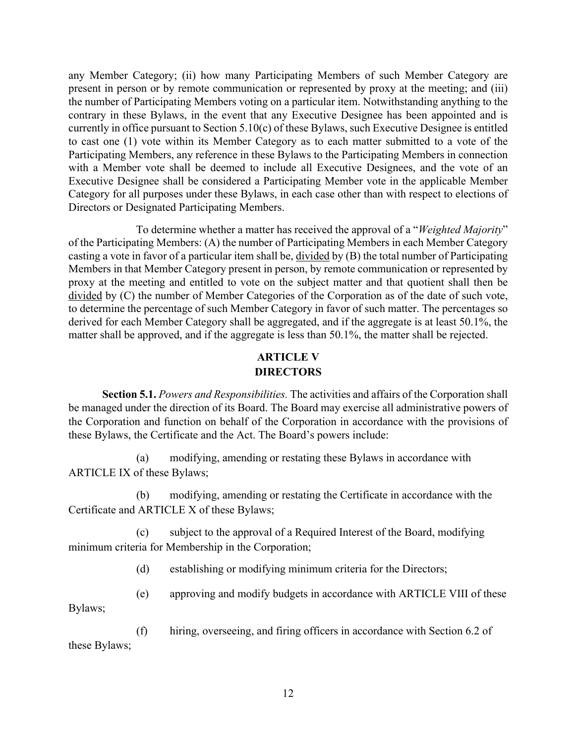any Member Category; (ii) how many Participating Members of such Member Category are present in person or by remote communication or represented by proxy at the meeting; and (iii) the number of Participating Members voting on a particular item. Notwithstanding anything to the contrary in these Bylaws, in the event that any Executive Designee has been appointed and is currently in office pursuant to Section 5.10(c) of these Bylaws, such Executive Designee is entitled to cast one (1) vote within its Member Category as to each matter submitted to a vote of the Participating Members, any reference in these Bylaws to the Participating Members in connection with a Member vote shall be deemed to include all Executive Designees, and the vote of an Executive Designee shall be considered a Participating Member vote in the applicable Member Category for all purposes under these Bylaws, in each case other than with respect to elections of Directors or Designated Participating Members.

To determine whether a matter has received the approval of a "*Weighted Majority*" of the Participating Members: (A) the number of Participating Members in each Member Category casting a vote in favor of a particular item shall be, <u>divided</u> by (B) the total number of Participating Members in that Member Category present in person, by remote communication or represented by proxy at the meeting and entitled to vote on the subject matter and that quotient shall then be <u>divided</u> by (C) the number of Member Categories of the Corporation as of the date of such vote, to determine the percentage of such Member Category in favor of such matter. The percentages so derived for each Member Category shall be aggregated, and if the aggregate is at least 50.1%, the matter shall be approved, and if the aggregate is less than 50.1%, the matter shall be rejected.

## ARTICLE V
## DIRECTORS

**Section 5.1.** *Powers and Responsibilities.* The activities and affairs of the Corporation shall be managed under the direction of its Board. The Board may exercise all administrative powers of the Corporation and function on behalf of the Corporation in accordance with the provisions of these Bylaws, the Certificate and the Act. The Board's powers include:

(a) modifying, amending or restating these Bylaws in accordance with ARTICLE IX of these Bylaws;

(b) modifying, amending or restating the Certificate in accordance with the Certificate and ARTICLE X of these Bylaws;

(c) subject to the approval of a Required Interest of the Board, modifying minimum criteria for Membership in the Corporation;

(d) establishing or modifying minimum criteria for the Directors;

(e) approving and modify budgets in accordance with ARTICLE VIII of these Bylaws;

(f) hiring, overseeing, and firing officers in accordance with Section 6.2 of these Bylaws;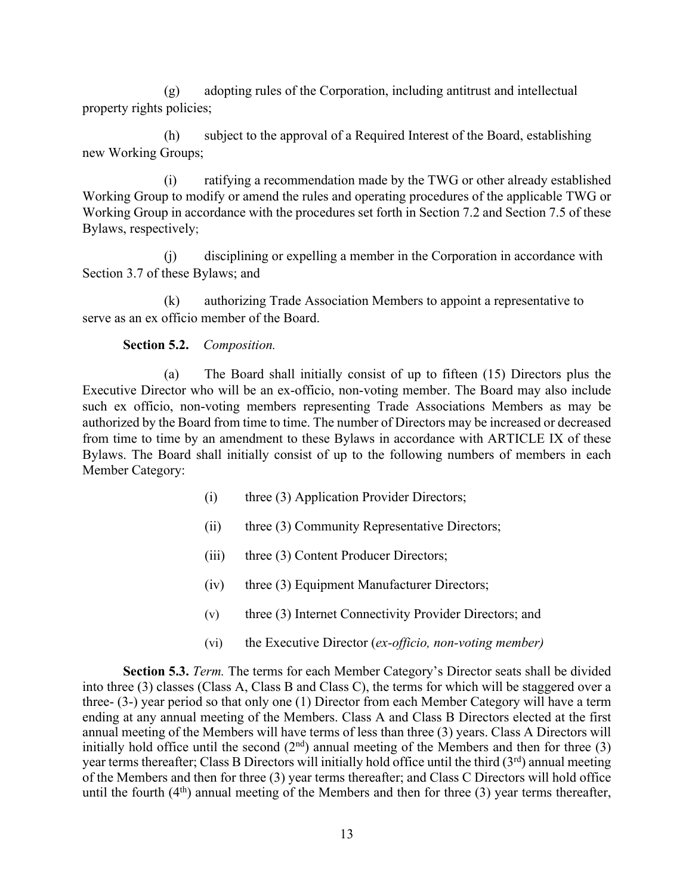(g) adopting rules of the Corporation, including antitrust and intellectual property rights policies;

(h) subject to the approval of a Required Interest of the Board, establishing new Working Groups;

(i) ratifying a recommendation made by the TWG or other already established Working Group to modify or amend the rules and operating procedures of the applicable TWG or Working Group in accordance with the procedures set forth in Section 7.2 and Section 7.5 of these Bylaws, respectively;

(j) disciplining or expelling a member in the Corporation in accordance with Section 3.7 of these Bylaws; and

(k) authorizing Trade Association Members to appoint a representative to serve as an ex officio member of the Board.

**Section 5.2.** *Composition.*

(a) The Board shall initially consist of up to fifteen (15) Directors plus the Executive Director who will be an ex-officio, non-voting member. The Board may also include such ex officio, non-voting members representing Trade Associations Members as may be authorized by the Board from time to time. The number of Directors may be increased or decreased from time to time by an amendment to these Bylaws in accordance with ARTICLE IX of these Bylaws. The Board shall initially consist of up to the following numbers of members in each Member Category:

(i) three (3) Application Provider Directors;

(ii) three (3) Community Representative Directors;

(iii) three (3) Content Producer Directors;

(iv) three (3) Equipment Manufacturer Directors;

(v) three (3) Internet Connectivity Provider Directors; and

(vi) the Executive Director (*ex-officio, non-voting member)*

**Section 5.3.** *Term.* The terms for each Member Category's Director seats shall be divided into three (3) classes (Class A, Class B and Class C), the terms for which will be staggered over a three- (3-) year period so that only one (1) Director from each Member Category will have a term ending at any annual meeting of the Members. Class A and Class B Directors elected at the first annual meeting of the Members will have terms of less than three (3) years. Class A Directors will initially hold office until the second (2nd) annual meeting of the Members and then for three (3) year terms thereafter; Class B Directors will initially hold office until the third (3rd) annual meeting of the Members and then for three (3) year terms thereafter; and Class C Directors will hold office until the fourth (4th) annual meeting of the Members and then for three (3) year terms thereafter,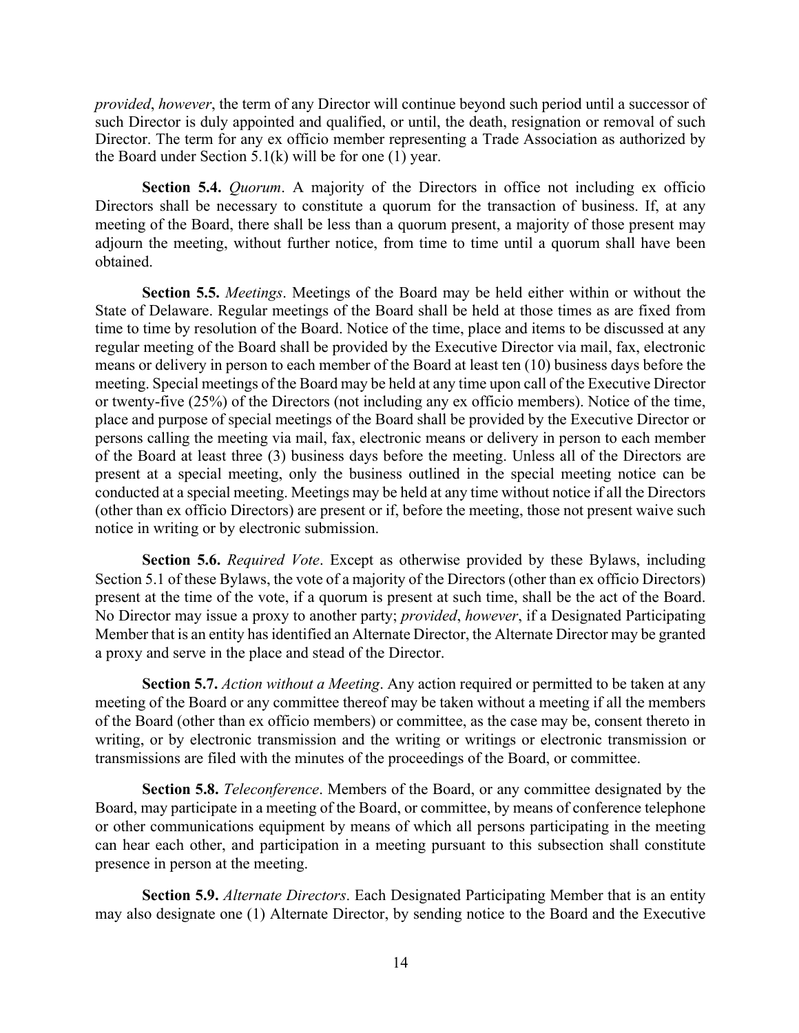*provided*, *however*, the term of any Director will continue beyond such period until a successor of such Director is duly appointed and qualified, or until, the death, resignation or removal of such Director. The term for any ex officio member representing a Trade Association as authorized by the Board under Section 5.1(k) will be for one (1) year.

**Section 5.4.** *Quorum*. A majority of the Directors in office not including ex officio Directors shall be necessary to constitute a quorum for the transaction of business. If, at any meeting of the Board, there shall be less than a quorum present, a majority of those present may adjourn the meeting, without further notice, from time to time until a quorum shall have been obtained.

**Section 5.5.** *Meetings*. Meetings of the Board may be held either within or without the State of Delaware. Regular meetings of the Board shall be held at those times as are fixed from time to time by resolution of the Board. Notice of the time, place and items to be discussed at any regular meeting of the Board shall be provided by the Executive Director via mail, fax, electronic means or delivery in person to each member of the Board at least ten (10) business days before the meeting. Special meetings of the Board may be held at any time upon call of the Executive Director or twenty-five (25%) of the Directors (not including any ex officio members). Notice of the time, place and purpose of special meetings of the Board shall be provided by the Executive Director or persons calling the meeting via mail, fax, electronic means or delivery in person to each member of the Board at least three (3) business days before the meeting. Unless all of the Directors are present at a special meeting, only the business outlined in the special meeting notice can be conducted at a special meeting. Meetings may be held at any time without notice if all the Directors (other than ex officio Directors) are present or if, before the meeting, those not present waive such notice in writing or by electronic submission.

**Section 5.6.** *Required Vote*. Except as otherwise provided by these Bylaws, including Section 5.1 of these Bylaws, the vote of a majority of the Directors (other than ex officio Directors) present at the time of the vote, if a quorum is present at such time, shall be the act of the Board. No Director may issue a proxy to another party; *provided*, *however*, if a Designated Participating Member that is an entity has identified an Alternate Director, the Alternate Director may be granted a proxy and serve in the place and stead of the Director.

**Section 5.7.** *Action without a Meeting*. Any action required or permitted to be taken at any meeting of the Board or any committee thereof may be taken without a meeting if all the members of the Board (other than ex officio members) or committee, as the case may be, consent thereto in writing, or by electronic transmission and the writing or writings or electronic transmission or transmissions are filed with the minutes of the proceedings of the Board, or committee.

**Section 5.8.** *Teleconference*. Members of the Board, or any committee designated by the Board, may participate in a meeting of the Board, or committee, by means of conference telephone or other communications equipment by means of which all persons participating in the meeting can hear each other, and participation in a meeting pursuant to this subsection shall constitute presence in person at the meeting.

**Section 5.9.** *Alternate Directors*. Each Designated Participating Member that is an entity may also designate one (1) Alternate Director, by sending notice to the Board and the Executive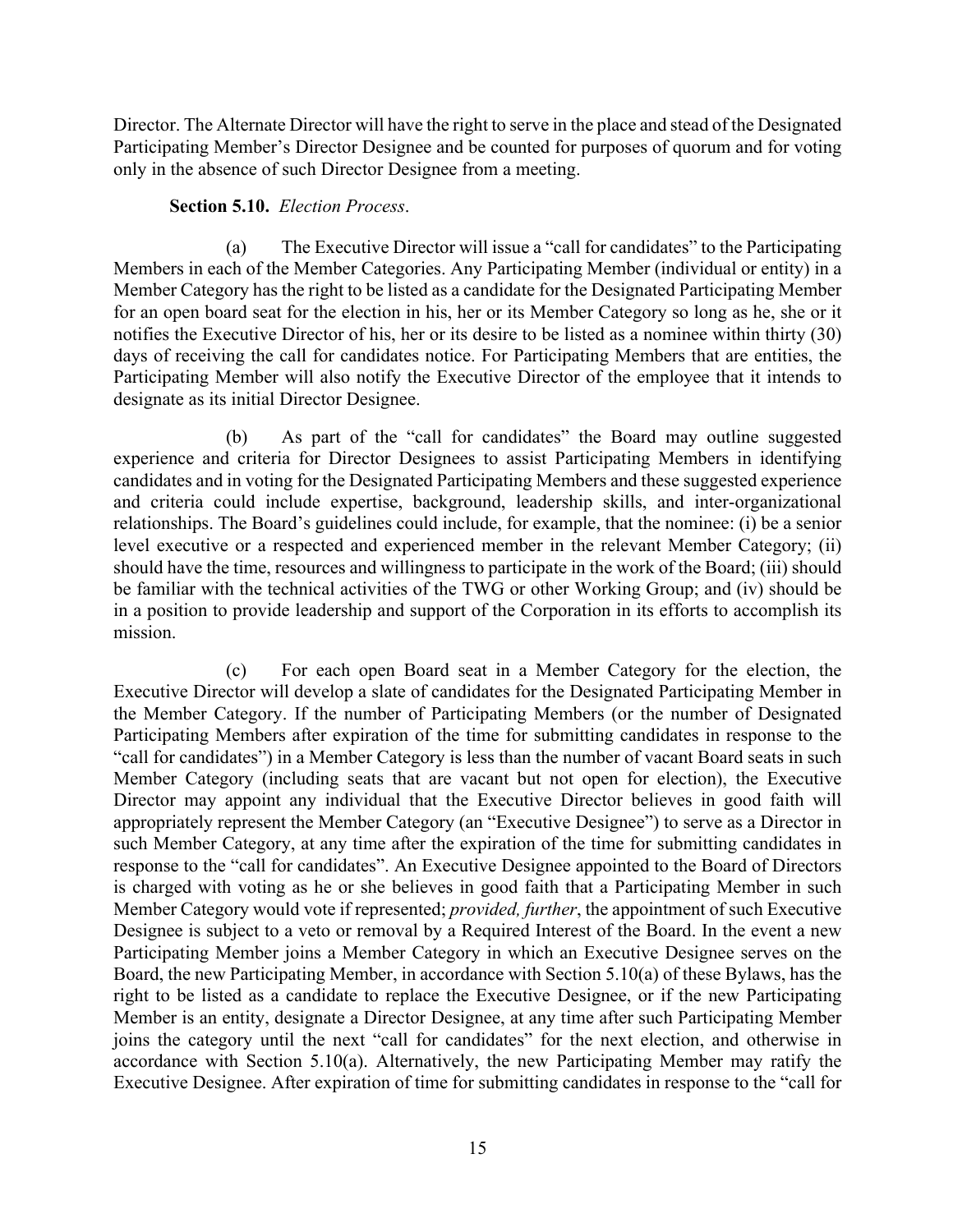Director. The Alternate Director will have the right to serve in the place and stead of the Designated Participating Member's Director Designee and be counted for purposes of quorum and for voting only in the absence of such Director Designee from a meeting.

**Section 5.10.** *Election Process*.

(a) The Executive Director will issue a "call for candidates" to the Participating Members in each of the Member Categories. Any Participating Member (individual or entity) in a Member Category has the right to be listed as a candidate for the Designated Participating Member for an open board seat for the election in his, her or its Member Category so long as he, she or it notifies the Executive Director of his, her or its desire to be listed as a nominee within thirty (30) days of receiving the call for candidates notice. For Participating Members that are entities, the Participating Member will also notify the Executive Director of the employee that it intends to designate as its initial Director Designee.

(b) As part of the "call for candidates" the Board may outline suggested experience and criteria for Director Designees to assist Participating Members in identifying candidates and in voting for the Designated Participating Members and these suggested experience and criteria could include expertise, background, leadership skills, and inter-organizational relationships. The Board's guidelines could include, for example, that the nominee: (i) be a senior level executive or a respected and experienced member in the relevant Member Category; (ii) should have the time, resources and willingness to participate in the work of the Board; (iii) should be familiar with the technical activities of the TWG or other Working Group; and (iv) should be in a position to provide leadership and support of the Corporation in its efforts to accomplish its mission.

(c) For each open Board seat in a Member Category for the election, the Executive Director will develop a slate of candidates for the Designated Participating Member in the Member Category. If the number of Participating Members (or the number of Designated Participating Members after expiration of the time for submitting candidates in response to the "call for candidates") in a Member Category is less than the number of vacant Board seats in such Member Category (including seats that are vacant but not open for election), the Executive Director may appoint any individual that the Executive Director believes in good faith will appropriately represent the Member Category (an "Executive Designee") to serve as a Director in such Member Category, at any time after the expiration of the time for submitting candidates in response to the "call for candidates". An Executive Designee appointed to the Board of Directors is charged with voting as he or she believes in good faith that a Participating Member in such Member Category would vote if represented; *provided, further*, the appointment of such Executive Designee is subject to a veto or removal by a Required Interest of the Board. In the event a new Participating Member joins a Member Category in which an Executive Designee serves on the Board, the new Participating Member, in accordance with Section 5.10(a) of these Bylaws, has the right to be listed as a candidate to replace the Executive Designee, or if the new Participating Member is an entity, designate a Director Designee, at any time after such Participating Member joins the category until the next "call for candidates" for the next election, and otherwise in accordance with Section 5.10(a). Alternatively, the new Participating Member may ratify the Executive Designee. After expiration of time for submitting candidates in response to the "call for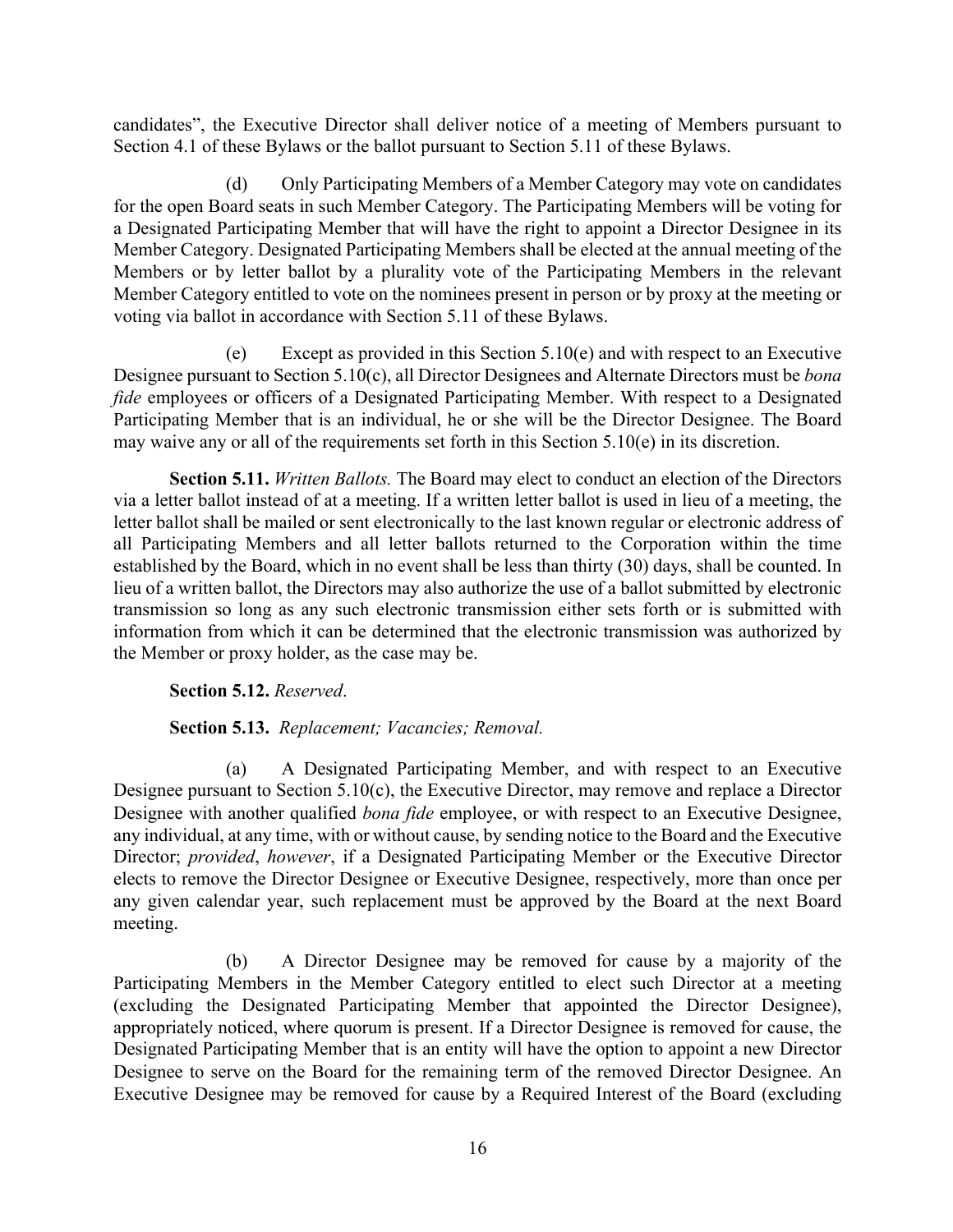candidates", the Executive Director shall deliver notice of a meeting of Members pursuant to Section 4.1 of these Bylaws or the ballot pursuant to Section 5.11 of these Bylaws.

(d) Only Participating Members of a Member Category may vote on candidates for the open Board seats in such Member Category. The Participating Members will be voting for a Designated Participating Member that will have the right to appoint a Director Designee in its Member Category. Designated Participating Members shall be elected at the annual meeting of the Members or by letter ballot by a plurality vote of the Participating Members in the relevant Member Category entitled to vote on the nominees present in person or by proxy at the meeting or voting via ballot in accordance with Section 5.11 of these Bylaws.

(e) Except as provided in this Section 5.10(e) and with respect to an Executive Designee pursuant to Section 5.10(c), all Director Designees and Alternate Directors must be *bona fide* employees or officers of a Designated Participating Member. With respect to a Designated Participating Member that is an individual, he or she will be the Director Designee. The Board may waive any or all of the requirements set forth in this Section 5.10(e) in its discretion.

**Section 5.11.** *Written Ballots.* The Board may elect to conduct an election of the Directors via a letter ballot instead of at a meeting. If a written letter ballot is used in lieu of a meeting, the letter ballot shall be mailed or sent electronically to the last known regular or electronic address of all Participating Members and all letter ballots returned to the Corporation within the time established by the Board, which in no event shall be less than thirty (30) days, shall be counted. In lieu of a written ballot, the Directors may also authorize the use of a ballot submitted by electronic transmission so long as any such electronic transmission either sets forth or is submitted with information from which it can be determined that the electronic transmission was authorized by the Member or proxy holder, as the case may be.

**Section 5.12.** *Reserved.*

**Section 5.13.** *Replacement; Vacancies; Removal.*

(a) A Designated Participating Member, and with respect to an Executive Designee pursuant to Section 5.10(c), the Executive Director, may remove and replace a Director Designee with another qualified *bona fide* employee, or with respect to an Executive Designee, any individual, at any time, with or without cause, by sending notice to the Board and the Executive Director; *provided*, *however*, if a Designated Participating Member or the Executive Director elects to remove the Director Designee or Executive Designee, respectively, more than once per any given calendar year, such replacement must be approved by the Board at the next Board meeting.

(b) A Director Designee may be removed for cause by a majority of the Participating Members in the Member Category entitled to elect such Director at a meeting (excluding the Designated Participating Member that appointed the Director Designee), appropriately noticed, where quorum is present. If a Director Designee is removed for cause, the Designated Participating Member that is an entity will have the option to appoint a new Director Designee to serve on the Board for the remaining term of the removed Director Designee. An Executive Designee may be removed for cause by a Required Interest of the Board (excluding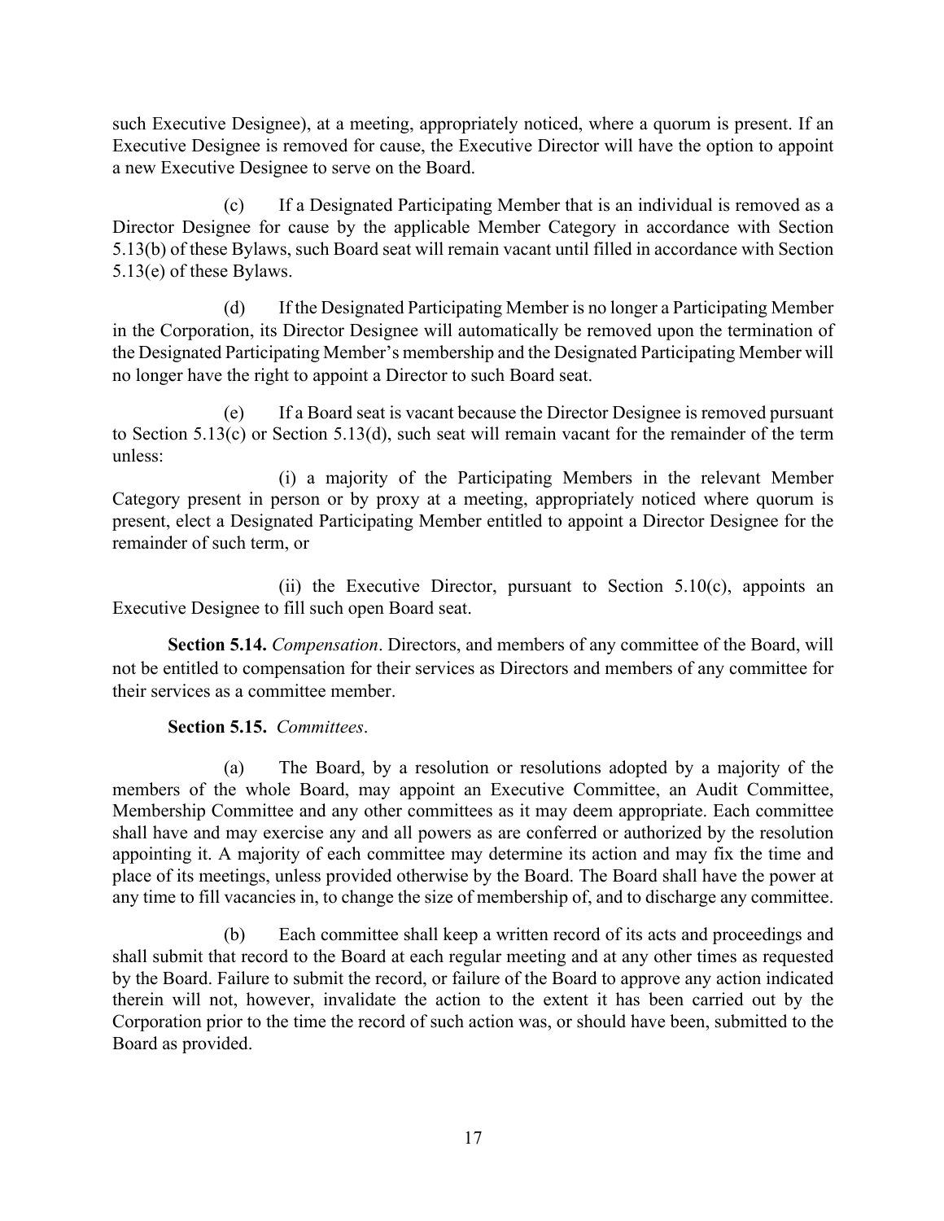such Executive Designee), at a meeting, appropriately noticed, where a quorum is present. If an Executive Designee is removed for cause, the Executive Director will have the option to appoint a new Executive Designee to serve on the Board.

(c) If a Designated Participating Member that is an individual is removed as a Director Designee for cause by the applicable Member Category in accordance with Section 5.13(b) of these Bylaws, such Board seat will remain vacant until filled in accordance with Section 5.13(e) of these Bylaws.

(d) If the Designated Participating Member is no longer a Participating Member in the Corporation, its Director Designee will automatically be removed upon the termination of the Designated Participating Member's membership and the Designated Participating Member will no longer have the right to appoint a Director to such Board seat.

(e) If a Board seat is vacant because the Director Designee is removed pursuant to Section 5.13(c) or Section 5.13(d), such seat will remain vacant for the remainder of the term unless:

(i) a majority of the Participating Members in the relevant Member Category present in person or by proxy at a meeting, appropriately noticed where quorum is present, elect a Designated Participating Member entitled to appoint a Director Designee for the remainder of such term, or

(ii) the Executive Director, pursuant to Section 5.10(c), appoints an Executive Designee to fill such open Board seat.

**Section 5.14.** *Compensation*. Directors, and members of any committee of the Board, will not be entitled to compensation for their services as Directors and members of any committee for their services as a committee member.

**Section 5.15.** *Committees*.

(a) The Board, by a resolution or resolutions adopted by a majority of the members of the whole Board, may appoint an Executive Committee, an Audit Committee, Membership Committee and any other committees as it may deem appropriate. Each committee shall have and may exercise any and all powers as are conferred or authorized by the resolution appointing it. A majority of each committee may determine its action and may fix the time and place of its meetings, unless provided otherwise by the Board. The Board shall have the power at any time to fill vacancies in, to change the size of membership of, and to discharge any committee.

(b) Each committee shall keep a written record of its acts and proceedings and shall submit that record to the Board at each regular meeting and at any other times as requested by the Board. Failure to submit the record, or failure of the Board to approve any action indicated therein will not, however, invalidate the action to the extent it has been carried out by the Corporation prior to the time the record of such action was, or should have been, submitted to the Board as provided.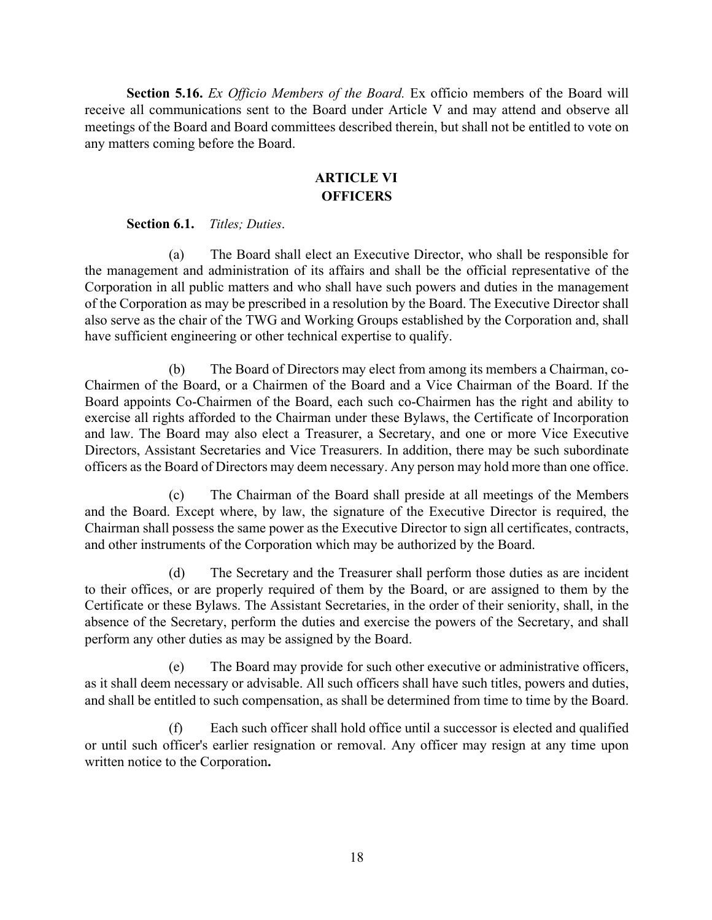**Section 5.16.** *Ex Officio Members of the Board.* Ex officio members of the Board will receive all communications sent to the Board under Article V and may attend and observe all meetings of the Board and Board committees described therein, but shall not be entitled to vote on any matters coming before the Board.

## ARTICLE VI
## OFFICERS

**Section 6.1.** *Titles; Duties*.

(a) The Board shall elect an Executive Director, who shall be responsible for the management and administration of its affairs and shall be the official representative of the Corporation in all public matters and who shall have such powers and duties in the management of the Corporation as may be prescribed in a resolution by the Board. The Executive Director shall also serve as the chair of the TWG and Working Groups established by the Corporation and, shall have sufficient engineering or other technical expertise to qualify.

(b) The Board of Directors may elect from among its members a Chairman, co-Chairmen of the Board, or a Chairmen of the Board and a Vice Chairman of the Board. If the Board appoints Co-Chairmen of the Board, each such co-Chairmen has the right and ability to exercise all rights afforded to the Chairman under these Bylaws, the Certificate of Incorporation and law. The Board may also elect a Treasurer, a Secretary, and one or more Vice Executive Directors, Assistant Secretaries and Vice Treasurers. In addition, there may be such subordinate officers as the Board of Directors may deem necessary. Any person may hold more than one office.

(c) The Chairman of the Board shall preside at all meetings of the Members and the Board. Except where, by law, the signature of the Executive Director is required, the Chairman shall possess the same power as the Executive Director to sign all certificates, contracts, and other instruments of the Corporation which may be authorized by the Board.

(d) The Secretary and the Treasurer shall perform those duties as are incident to their offices, or are properly required of them by the Board, or are assigned to them by the Certificate or these Bylaws. The Assistant Secretaries, in the order of their seniority, shall, in the absence of the Secretary, perform the duties and exercise the powers of the Secretary, and shall perform any other duties as may be assigned by the Board.

(e) The Board may provide for such other executive or administrative officers, as it shall deem necessary or advisable. All such officers shall have such titles, powers and duties, and shall be entitled to such compensation, as shall be determined from time to time by the Board.

(f) Each such officer shall hold office until a successor is elected and qualified or until such officer's earlier resignation or removal. Any officer may resign at any time upon written notice to the Corporation**.**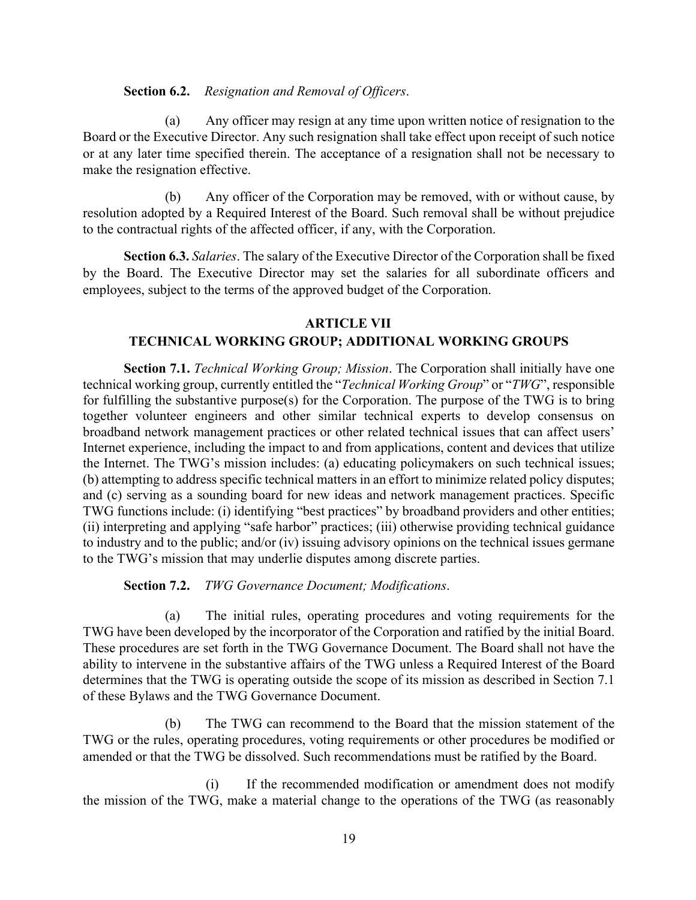**Section 6.2.** *Resignation and Removal of Officers*.

(a) Any officer may resign at any time upon written notice of resignation to the Board or the Executive Director. Any such resignation shall take effect upon receipt of such notice or at any later time specified therein. The acceptance of a resignation shall not be necessary to make the resignation effective.

(b) Any officer of the Corporation may be removed, with or without cause, by resolution adopted by a Required Interest of the Board. Such removal shall be without prejudice to the contractual rights of the affected officer, if any, with the Corporation.

**Section 6.3.** *Salaries*. The salary of the Executive Director of the Corporation shall be fixed by the Board. The Executive Director may set the salaries for all subordinate officers and employees, subject to the terms of the approved budget of the Corporation.

## ARTICLE VII
## TECHNICAL WORKING GROUP; ADDITIONAL WORKING GROUPS

**Section 7.1.** *Technical Working Group; Mission*. The Corporation shall initially have one technical working group, currently entitled the "*Technical Working Group*" or "*TWG*", responsible for fulfilling the substantive purpose(s) for the Corporation. The purpose of the TWG is to bring together volunteer engineers and other similar technical experts to develop consensus on broadband network management practices or other related technical issues that can affect users' Internet experience, including the impact to and from applications, content and devices that utilize the Internet. The TWG's mission includes: (a) educating policymakers on such technical issues; (b) attempting to address specific technical matters in an effort to minimize related policy disputes; and (c) serving as a sounding board for new ideas and network management practices. Specific TWG functions include: (i) identifying "best practices" by broadband providers and other entities; (ii) interpreting and applying "safe harbor" practices; (iii) otherwise providing technical guidance to industry and to the public; and/or (iv) issuing advisory opinions on the technical issues germane to the TWG's mission that may underlie disputes among discrete parties.

**Section 7.2.** *TWG Governance Document; Modifications*.

(a) The initial rules, operating procedures and voting requirements for the TWG have been developed by the incorporator of the Corporation and ratified by the initial Board. These procedures are set forth in the TWG Governance Document. The Board shall not have the ability to intervene in the substantive affairs of the TWG unless a Required Interest of the Board determines that the TWG is operating outside the scope of its mission as described in Section 7.1 of these Bylaws and the TWG Governance Document.

(b) The TWG can recommend to the Board that the mission statement of the TWG or the rules, operating procedures, voting requirements or other procedures be modified or amended or that the TWG be dissolved. Such recommendations must be ratified by the Board.

(i) If the recommended modification or amendment does not modify the mission of the TWG, make a material change to the operations of the TWG (as reasonably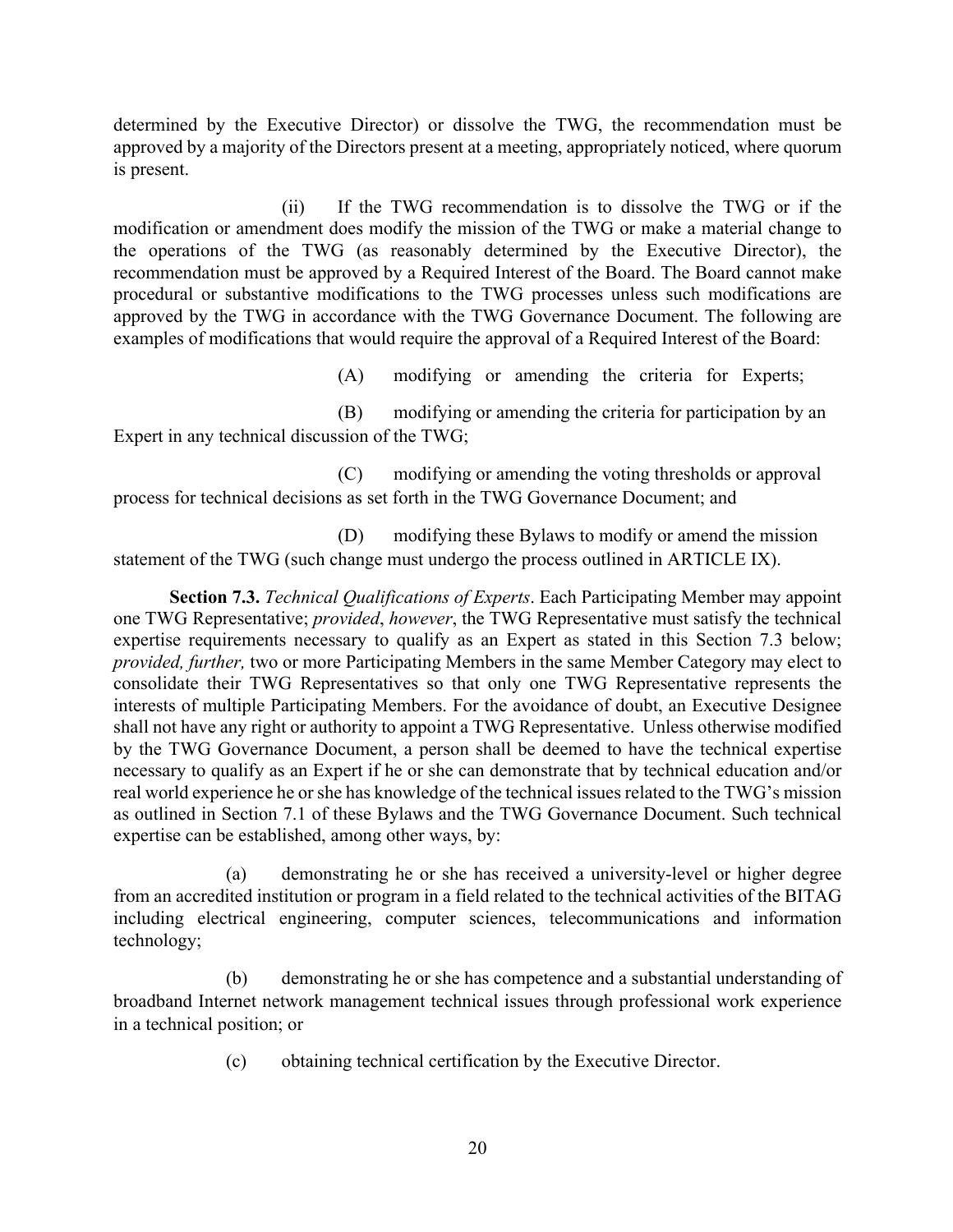determined by the Executive Director) or dissolve the TWG, the recommendation must be approved by a majority of the Directors present at a meeting, appropriately noticed, where quorum is present.

(ii) If the TWG recommendation is to dissolve the TWG or if the modification or amendment does modify the mission of the TWG or make a material change to the operations of the TWG (as reasonably determined by the Executive Director), the recommendation must be approved by a Required Interest of the Board. The Board cannot make procedural or substantive modifications to the TWG processes unless such modifications are approved by the TWG in accordance with the TWG Governance Document. The following are examples of modifications that would require the approval of a Required Interest of the Board:

(A) modifying or amending the criteria for Experts;

(B) modifying or amending the criteria for participation by an Expert in any technical discussion of the TWG;

(C) modifying or amending the voting thresholds or approval process for technical decisions as set forth in the TWG Governance Document; and

(D) modifying these Bylaws to modify or amend the mission statement of the TWG (such change must undergo the process outlined in ARTICLE IX).

**Section 7.3.** *Technical Qualifications of Experts*. Each Participating Member may appoint one TWG Representative; *provided*, *however*, the TWG Representative must satisfy the technical expertise requirements necessary to qualify as an Expert as stated in this Section 7.3 below; *provided, further,* two or more Participating Members in the same Member Category may elect to consolidate their TWG Representatives so that only one TWG Representative represents the interests of multiple Participating Members. For the avoidance of doubt, an Executive Designee shall not have any right or authority to appoint a TWG Representative. Unless otherwise modified by the TWG Governance Document, a person shall be deemed to have the technical expertise necessary to qualify as an Expert if he or she can demonstrate that by technical education and/or real world experience he or she has knowledge of the technical issues related to the TWG's mission as outlined in Section 7.1 of these Bylaws and the TWG Governance Document. Such technical expertise can be established, among other ways, by:

(a) demonstrating he or she has received a university-level or higher degree from an accredited institution or program in a field related to the technical activities of the BITAG including electrical engineering, computer sciences, telecommunications and information technology;

(b) demonstrating he or she has competence and a substantial understanding of broadband Internet network management technical issues through professional work experience in a technical position; or

(c) obtaining technical certification by the Executive Director.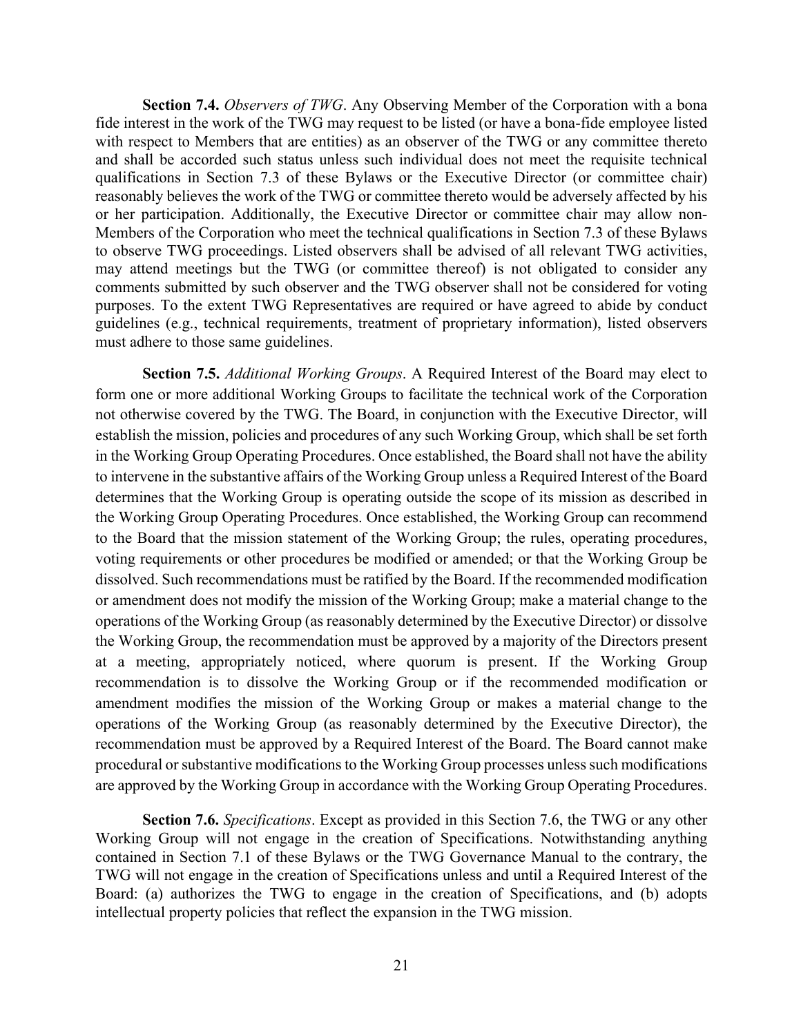**Section 7.4.** *Observers of TWG*. Any Observing Member of the Corporation with a bona fide interest in the work of the TWG may request to be listed (or have a bona-fide employee listed with respect to Members that are entities) as an observer of the TWG or any committee thereto and shall be accorded such status unless such individual does not meet the requisite technical qualifications in Section 7.3 of these Bylaws or the Executive Director (or committee chair) reasonably believes the work of the TWG or committee thereto would be adversely affected by his or her participation. Additionally, the Executive Director or committee chair may allow non-Members of the Corporation who meet the technical qualifications in Section 7.3 of these Bylaws to observe TWG proceedings. Listed observers shall be advised of all relevant TWG activities, may attend meetings but the TWG (or committee thereof) is not obligated to consider any comments submitted by such observer and the TWG observer shall not be considered for voting purposes. To the extent TWG Representatives are required or have agreed to abide by conduct guidelines (e.g., technical requirements, treatment of proprietary information), listed observers must adhere to those same guidelines.

**Section 7.5.** *Additional Working Groups*. A Required Interest of the Board may elect to form one or more additional Working Groups to facilitate the technical work of the Corporation not otherwise covered by the TWG. The Board, in conjunction with the Executive Director, will establish the mission, policies and procedures of any such Working Group, which shall be set forth in the Working Group Operating Procedures. Once established, the Board shall not have the ability to intervene in the substantive affairs of the Working Group unless a Required Interest of the Board determines that the Working Group is operating outside the scope of its mission as described in the Working Group Operating Procedures. Once established, the Working Group can recommend to the Board that the mission statement of the Working Group; the rules, operating procedures, voting requirements or other procedures be modified or amended; or that the Working Group be dissolved. Such recommendations must be ratified by the Board. If the recommended modification or amendment does not modify the mission of the Working Group; make a material change to the operations of the Working Group (as reasonably determined by the Executive Director) or dissolve the Working Group, the recommendation must be approved by a majority of the Directors present at a meeting, appropriately noticed, where quorum is present. If the Working Group recommendation is to dissolve the Working Group or if the recommended modification or amendment modifies the mission of the Working Group or makes a material change to the operations of the Working Group (as reasonably determined by the Executive Director), the recommendation must be approved by a Required Interest of the Board. The Board cannot make procedural or substantive modifications to the Working Group processes unless such modifications are approved by the Working Group in accordance with the Working Group Operating Procedures.

**Section 7.6.** *Specifications*. Except as provided in this Section 7.6, the TWG or any other Working Group will not engage in the creation of Specifications. Notwithstanding anything contained in Section 7.1 of these Bylaws or the TWG Governance Manual to the contrary, the TWG will not engage in the creation of Specifications unless and until a Required Interest of the Board: (a) authorizes the TWG to engage in the creation of Specifications, and (b) adopts intellectual property policies that reflect the expansion in the TWG mission.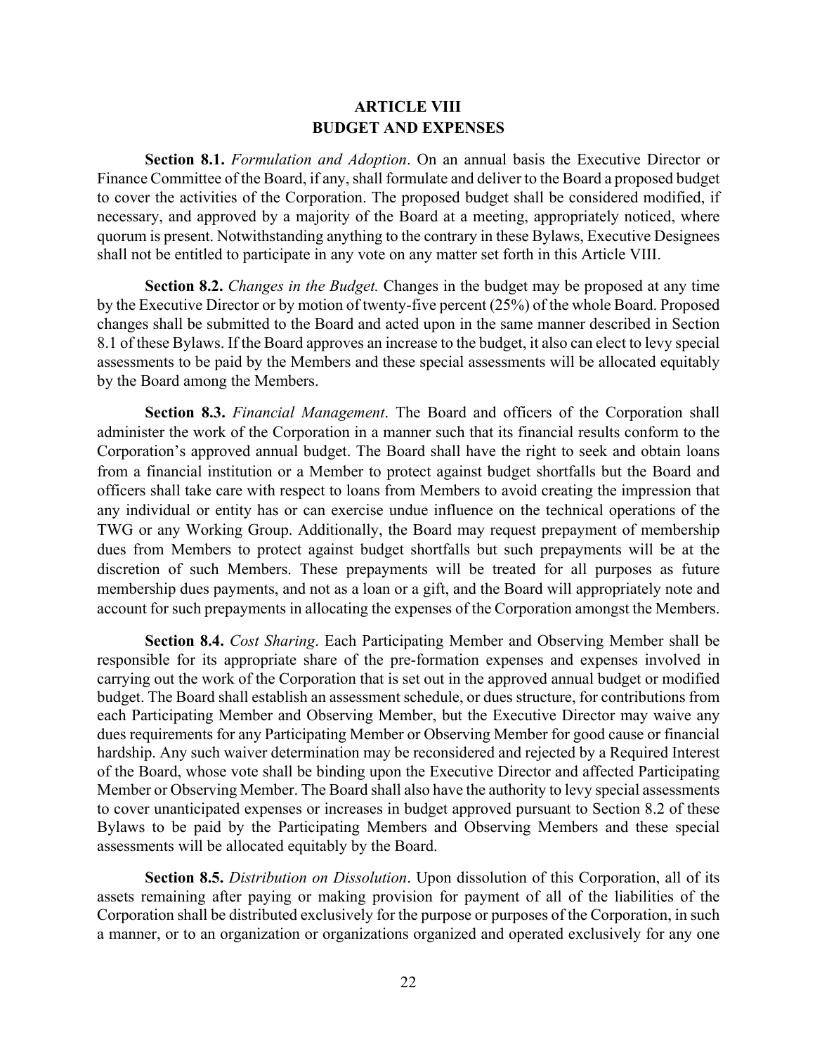# ARTICLE VIII
# BUDGET AND EXPENSES

**Section 8.1.** *Formulation and Adoption*. On an annual basis the Executive Director or Finance Committee of the Board, if any, shall formulate and deliver to the Board a proposed budget to cover the activities of the Corporation. The proposed budget shall be considered modified, if necessary, and approved by a majority of the Board at a meeting, appropriately noticed, where quorum is present. Notwithstanding anything to the contrary in these Bylaws, Executive Designees shall not be entitled to participate in any vote on any matter set forth in this Article VIII.

**Section 8.2.** *Changes in the Budget.* Changes in the budget may be proposed at any time by the Executive Director or by motion of twenty-five percent (25%) of the whole Board. Proposed changes shall be submitted to the Board and acted upon in the same manner described in Section 8.1 of these Bylaws. If the Board approves an increase to the budget, it also can elect to levy special assessments to be paid by the Members and these special assessments will be allocated equitably by the Board among the Members.

**Section 8.3.** *Financial Management*. The Board and officers of the Corporation shall administer the work of the Corporation in a manner such that its financial results conform to the Corporation's approved annual budget. The Board shall have the right to seek and obtain loans from a financial institution or a Member to protect against budget shortfalls but the Board and officers shall take care with respect to loans from Members to avoid creating the impression that any individual or entity has or can exercise undue influence on the technical operations of the TWG or any Working Group. Additionally, the Board may request prepayment of membership dues from Members to protect against budget shortfalls but such prepayments will be at the discretion of such Members. These prepayments will be treated for all purposes as future membership dues payments, and not as a loan or a gift, and the Board will appropriately note and account for such prepayments in allocating the expenses of the Corporation amongst the Members.

**Section 8.4.** *Cost Sharing*. Each Participating Member and Observing Member shall be responsible for its appropriate share of the pre-formation expenses and expenses involved in carrying out the work of the Corporation that is set out in the approved annual budget or modified budget. The Board shall establish an assessment schedule, or dues structure, for contributions from each Participating Member and Observing Member, but the Executive Director may waive any dues requirements for any Participating Member or Observing Member for good cause or financial hardship. Any such waiver determination may be reconsidered and rejected by a Required Interest of the Board, whose vote shall be binding upon the Executive Director and affected Participating Member or Observing Member. The Board shall also have the authority to levy special assessments to cover unanticipated expenses or increases in budget approved pursuant to Section 8.2 of these Bylaws to be paid by the Participating Members and Observing Members and these special assessments will be allocated equitably by the Board.

**Section 8.5.** *Distribution on Dissolution*. Upon dissolution of this Corporation, all of its assets remaining after paying or making provision for payment of all of the liabilities of the Corporation shall be distributed exclusively for the purpose or purposes of the Corporation, in such a manner, or to an organization or organizations organized and operated exclusively for any one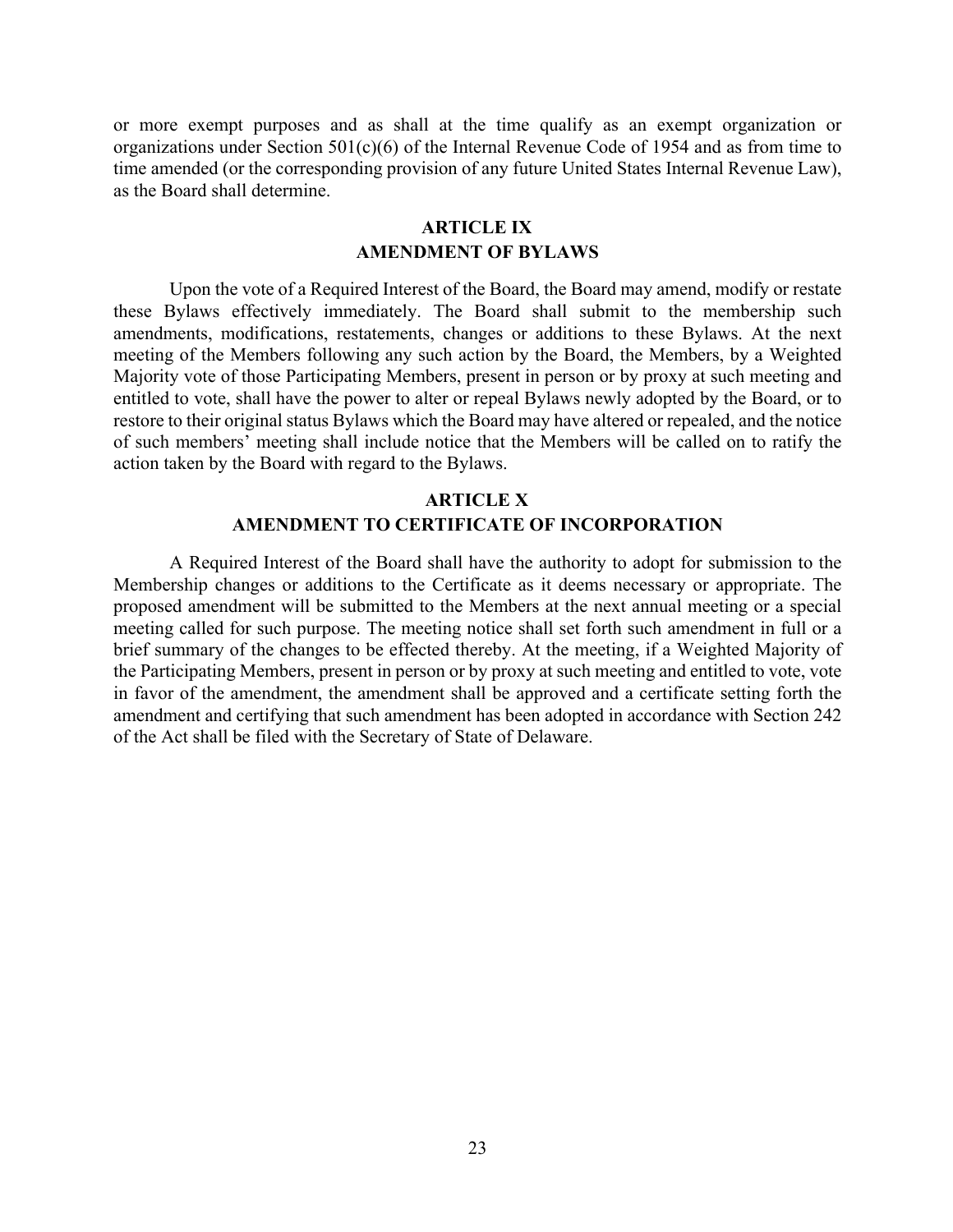or more exempt purposes and as shall at the time qualify as an exempt organization or organizations under Section 501(c)(6) of the Internal Revenue Code of 1954 and as from time to time amended (or the corresponding provision of any future United States Internal Revenue Law), as the Board shall determine.

## ARTICLE IX
## AMENDMENT OF BYLAWS

Upon the vote of a Required Interest of the Board, the Board may amend, modify or restate these Bylaws effectively immediately. The Board shall submit to the membership such amendments, modifications, restatements, changes or additions to these Bylaws. At the next meeting of the Members following any such action by the Board, the Members, by a Weighted Majority vote of those Participating Members, present in person or by proxy at such meeting and entitled to vote, shall have the power to alter or repeal Bylaws newly adopted by the Board, or to restore to their original status Bylaws which the Board may have altered or repealed, and the notice of such members' meeting shall include notice that the Members will be called on to ratify the action taken by the Board with regard to the Bylaws.

## ARTICLE X
## AMENDMENT TO CERTIFICATE OF INCORPORATION

A Required Interest of the Board shall have the authority to adopt for submission to the Membership changes or additions to the Certificate as it deems necessary or appropriate. The proposed amendment will be submitted to the Members at the next annual meeting or a special meeting called for such purpose. The meeting notice shall set forth such amendment in full or a brief summary of the changes to be effected thereby. At the meeting, if a Weighted Majority of the Participating Members, present in person or by proxy at such meeting and entitled to vote, vote in favor of the amendment, the amendment shall be approved and a certificate setting forth the amendment and certifying that such amendment has been adopted in accordance with Section 242 of the Act shall be filed with the Secretary of State of Delaware.